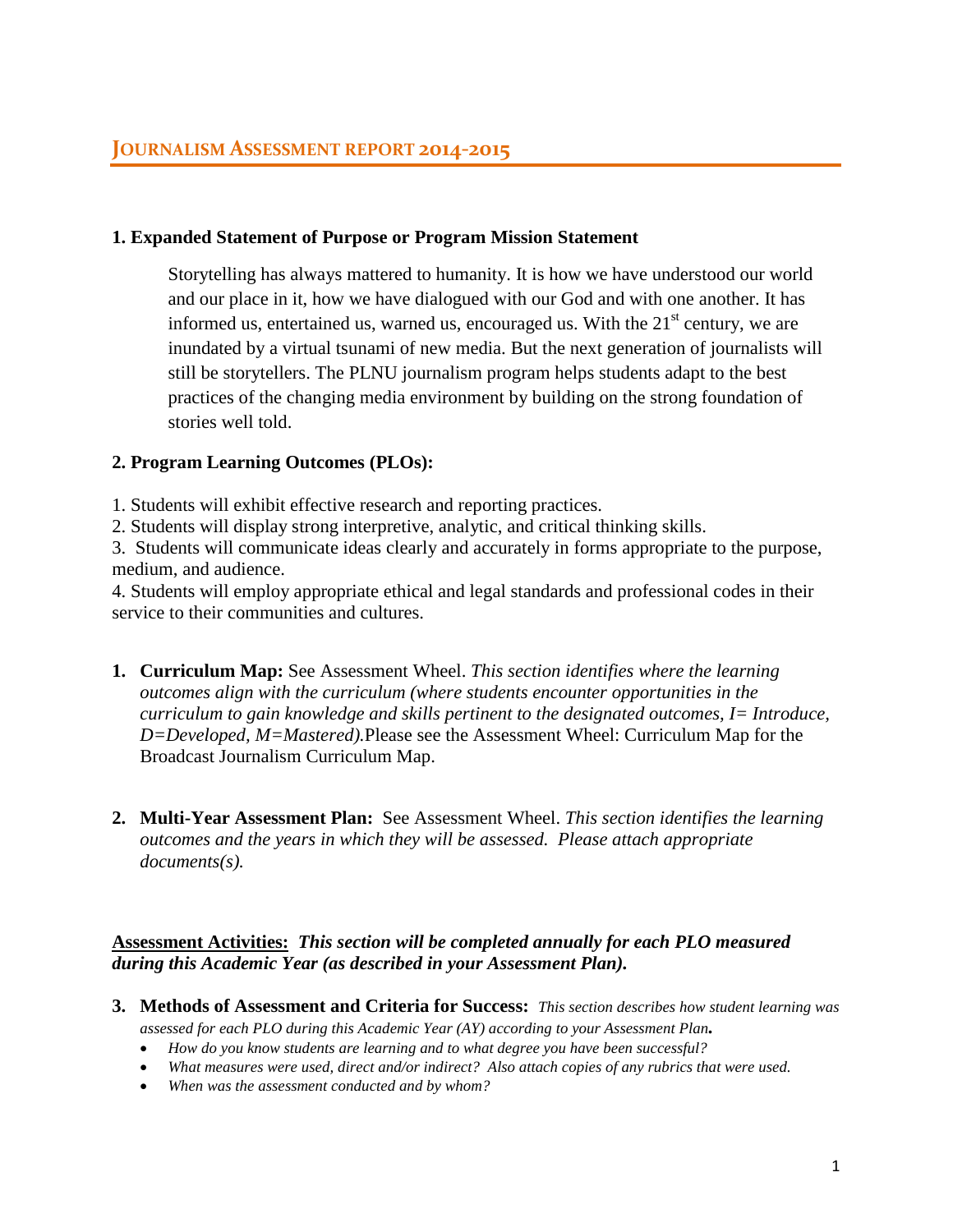# JOURNALISM ASSESSMENT REPORT 2014-2015

**1. Expanded Statement of Purpose or Program Mission Statement**

> Storytelling has always mattered to humanity. It is how we have understood our world and our place in it, how we have dialogued with our God and with one another. It has informed us, entertained us, warned us, encouraged us. With the 21st century, we are inundated by a virtual tsunami of new media. But the next generation of journalists will still be storytellers. The PLNU journalism program helps students adapt to the best practices of the changing media environment by building on the strong foundation of stories well told.

**2. Program Learning Outcomes (PLOs):**

1. Students will exhibit effective research and reporting practices.
2. Students will display strong interpretive, analytic, and critical thinking skills.
3. Students will communicate ideas clearly and accurately in forms appropriate to the purpose, medium, and audience.
4. Students will employ appropriate ethical and legal standards and professional codes in their service to their communities and cultures.

1. **Curriculum Map:** See Assessment Wheel. *This section identifies where the learning outcomes align with the curriculum (where students encounter opportunities in the curriculum to gain knowledge and skills pertinent to the designated outcomes, I= Introduce, D=Developed, M=Mastered).*Please see the Assessment Wheel: Curriculum Map for the Broadcast Journalism Curriculum Map.

2. **Multi-Year Assessment Plan:** See Assessment Wheel. *This section identifies the learning outcomes and the years in which they will be assessed. Please attach appropriate documents(s).*

**Assessment Activities:** ***This section will be completed annually for each PLO measured during this Academic Year (as described in your Assessment Plan).***

3. **Methods of Assessment and Criteria for Success:** *This section describes how student learning was assessed for each PLO during this Academic Year (AY) according to your Assessment Plan.*
   - *How do you know students are learning and to what degree you have been successful?*
   - *What measures were used, direct and/or indirect? Also attach copies of any rubrics that were used.*
   - *When was the assessment conducted and by whom?*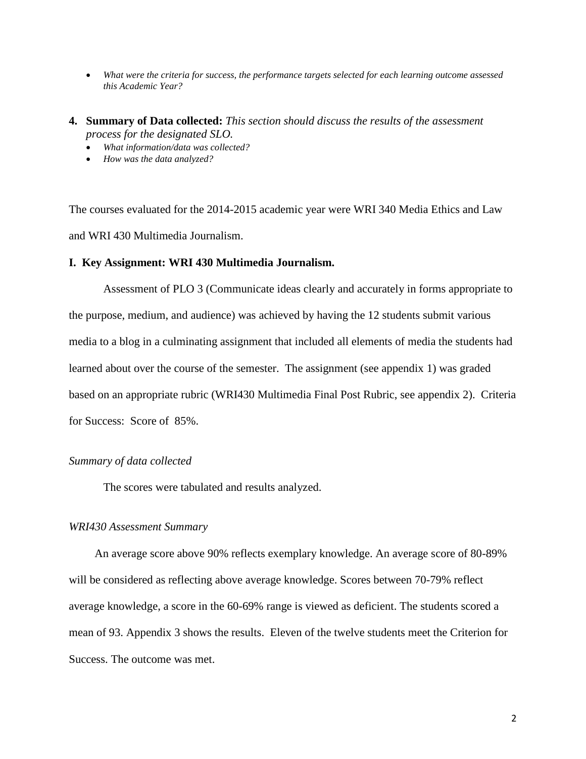- *What were the criteria for success, the performance targets selected for each learning outcome assessed this Academic Year?*

**4. Summary of Data collected:** *This section should discuss the results of the assessment process for the designated SLO.*

- *What information/data was collected?*
- *How was the data analyzed?*

The courses evaluated for the 2014-2015 academic year were WRI 340 Media Ethics and Law and WRI 430 Multimedia Journalism.

**I. Key Assignment: WRI 430 Multimedia Journalism.**

Assessment of PLO 3 (Communicate ideas clearly and accurately in forms appropriate to the purpose, medium, and audience) was achieved by having the 12 students submit various media to a blog in a culminating assignment that included all elements of media the students had learned about over the course of the semester. The assignment (see appendix 1) was graded based on an appropriate rubric (WRI430 Multimedia Final Post Rubric, see appendix 2). Criteria for Success: Score of 85%.

*Summary of data collected*

The scores were tabulated and results analyzed.

*WRI430 Assessment Summary*

An average score above 90% reflects exemplary knowledge. An average score of 80-89% will be considered as reflecting above average knowledge. Scores between 70-79% reflect average knowledge, a score in the 60-69% range is viewed as deficient. The students scored a mean of 93. Appendix 3 shows the results. Eleven of the twelve students meet the Criterion for Success. The outcome was met.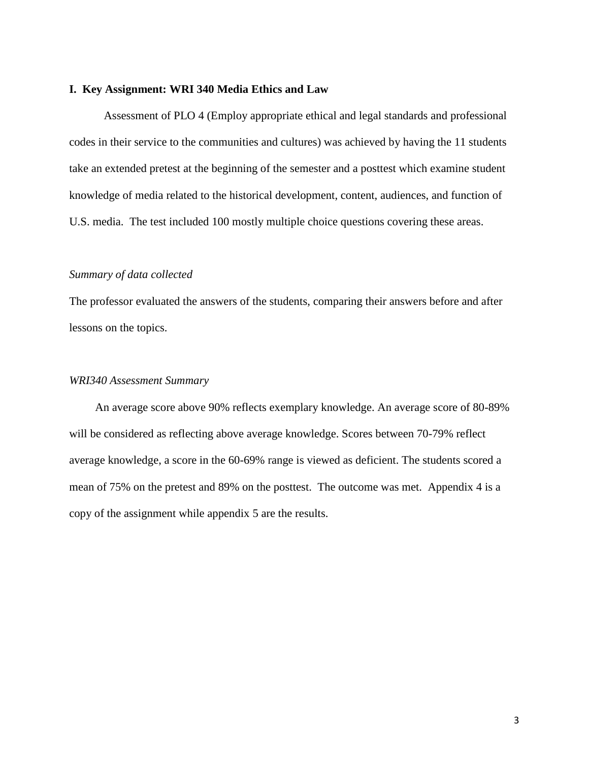**I. Key Assignment: WRI 340 Media Ethics and Law**

Assessment of PLO 4 (Employ appropriate ethical and legal standards and professional codes in their service to the communities and cultures) was achieved by having the 11 students take an extended pretest at the beginning of the semester and a posttest which examine student knowledge of media related to the historical development, content, audiences, and function of U.S. media. The test included 100 mostly multiple choice questions covering these areas.

*Summary of data collected*

The professor evaluated the answers of the students, comparing their answers before and after lessons on the topics.

*WRI340 Assessment Summary*

An average score above 90% reflects exemplary knowledge. An average score of 80-89% will be considered as reflecting above average knowledge. Scores between 70-79% reflect average knowledge, a score in the 60-69% range is viewed as deficient. The students scored a mean of 75% on the pretest and 89% on the posttest. The outcome was met. Appendix 4 is a copy of the assignment while appendix 5 are the results.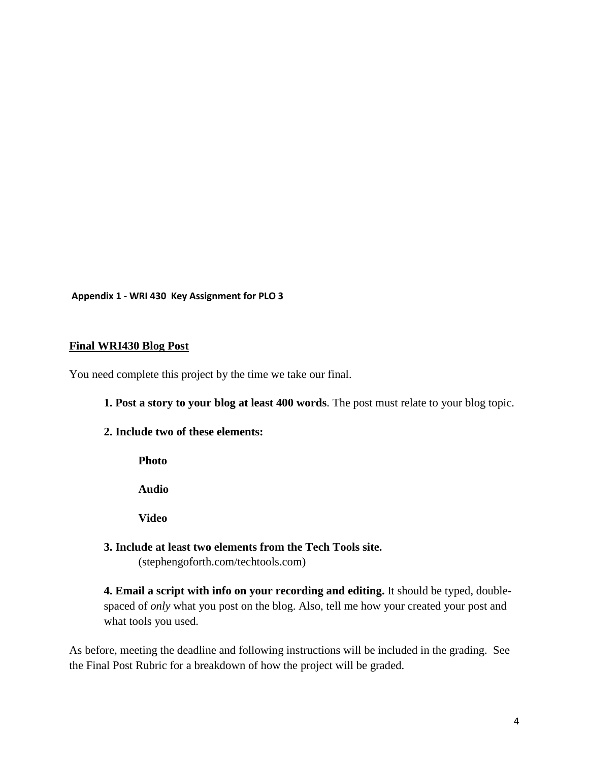**Appendix 1 - WRI 430 Key Assignment for PLO 3**

**Final WRI430 Blog Post**

You need complete this project by the time we take our final.

**1. Post a story to your blog at least 400 words**. The post must relate to your blog topic.

**2. Include two of these elements:**

- **Photo**
- **Audio**
- **Video**

**3. Include at least two elements from the Tech Tools site.**
(stephengoforth.com/techtools.com)

**4. Email a script with info on your recording and editing.** It should be typed, double-spaced of *only* what you post on the blog. Also, tell me how your created your post and what tools you used.

As before, meeting the deadline and following instructions will be included in the grading. See the Final Post Rubric for a breakdown of how the project will be graded.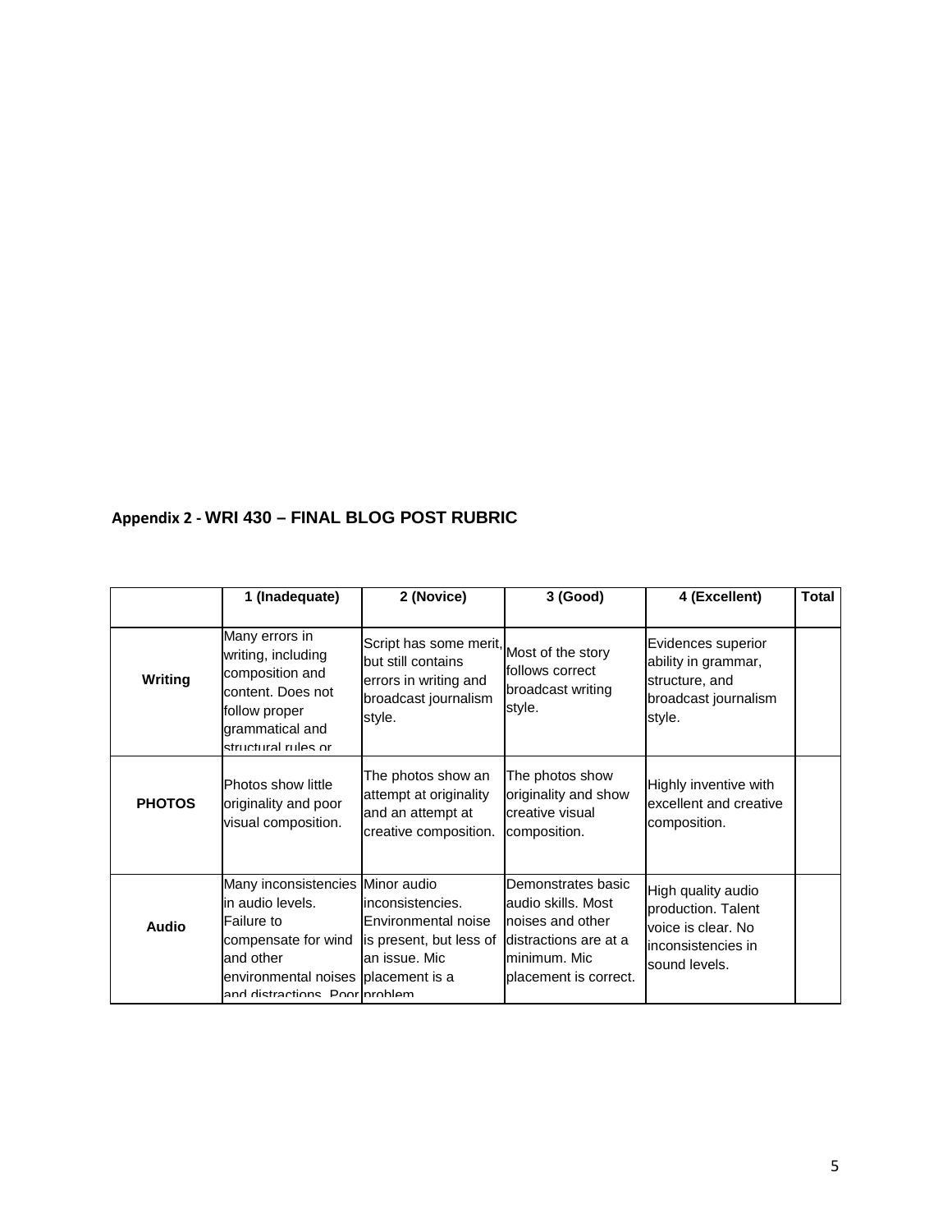## Appendix 2 - WRI 430 – FINAL BLOG POST RUBRIC

| | 1 (Inadequate) | 2 (Novice) | 3 (Good) | 4 (Excellent) | Total |
|---|---|---|---|---|---|
| **Writing** | Many errors in writing, including composition and content. Does not follow proper grammatical and structural rules or | Script has some merit, but still contains errors in writing and broadcast journalism style. | Most of the story follows correct broadcast writing style. | Evidences superior ability in grammar, structure, and broadcast journalism style. | |
| **PHOTOS** | Photos show little originality and poor visual composition. | The photos show an attempt at originality and an attempt at creative composition. | The photos show originality and show creative visual composition. | Highly inventive with excellent and creative composition. | |
| **Audio** | Many inconsistencies in audio levels. Failure to compensate for wind and other environmental noises and distractions. Poor | Minor audio inconsistencies. Environmental noise is present, but less of an issue. Mic placement is a problem | Demonstrates basic audio skills. Most noises and other distractions are at a minimum. Mic placement is correct. | High quality audio production. Talent voice is clear. No inconsistencies in sound levels. | |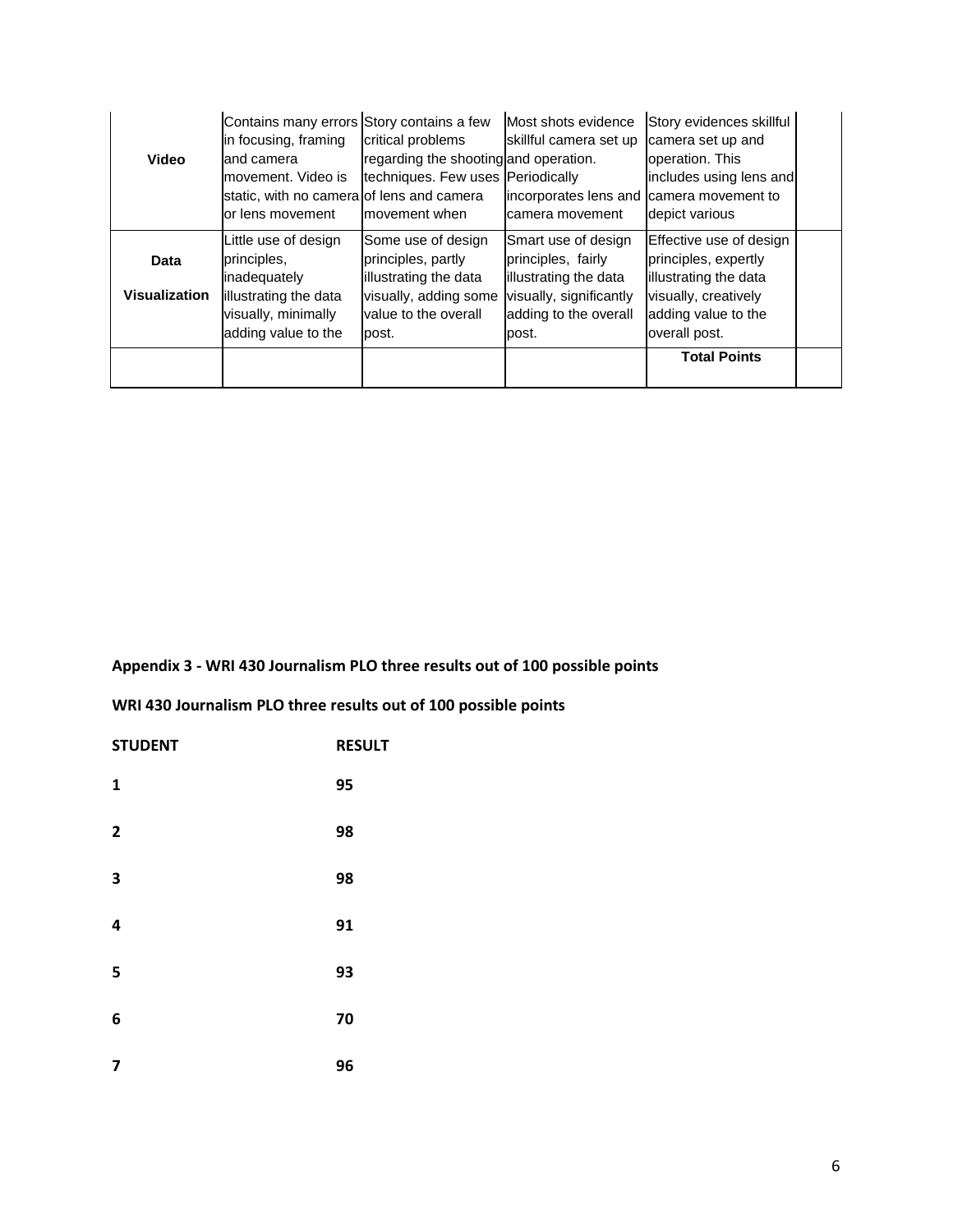| | | | | | |
|---|---|---|---|---|---|
| **Video** | Contains many errors in focusing, framing and camera movement. Video is static, with no camera or lens movement | Story contains a few critical problems regarding the shooting techniques. Few uses of lens and camera movement when | Most shots evidence skillful camera set up and operation. Periodically incorporates lens and camera movement | Story evidences skillful camera set up and operation. This includes using lens and camera movement to depict various | |
| **Data Visualization** | Little use of design principles, inadequately illustrating the data visually, minimally adding value to the | Some use of design principles, partly illustrating the data visually, adding some value to the overall post. | Smart use of design principles, fairly illustrating the data visually, significantly adding to the overall post. | Effective use of design principles, expertly illustrating the data visually, creatively adding value to the overall post. | |
| | | | | **Total Points** | |

**Appendix 3 - WRI 430 Journalism PLO three results out of 100 possible points**

**WRI 430 Journalism PLO three results out of 100 possible points**

| STUDENT | RESULT |
|---|---|
| 1 | 95 |
| 2 | 98 |
| 3 | 98 |
| 4 | 91 |
| 5 | 93 |
| 6 | 70 |
| 7 | 96 |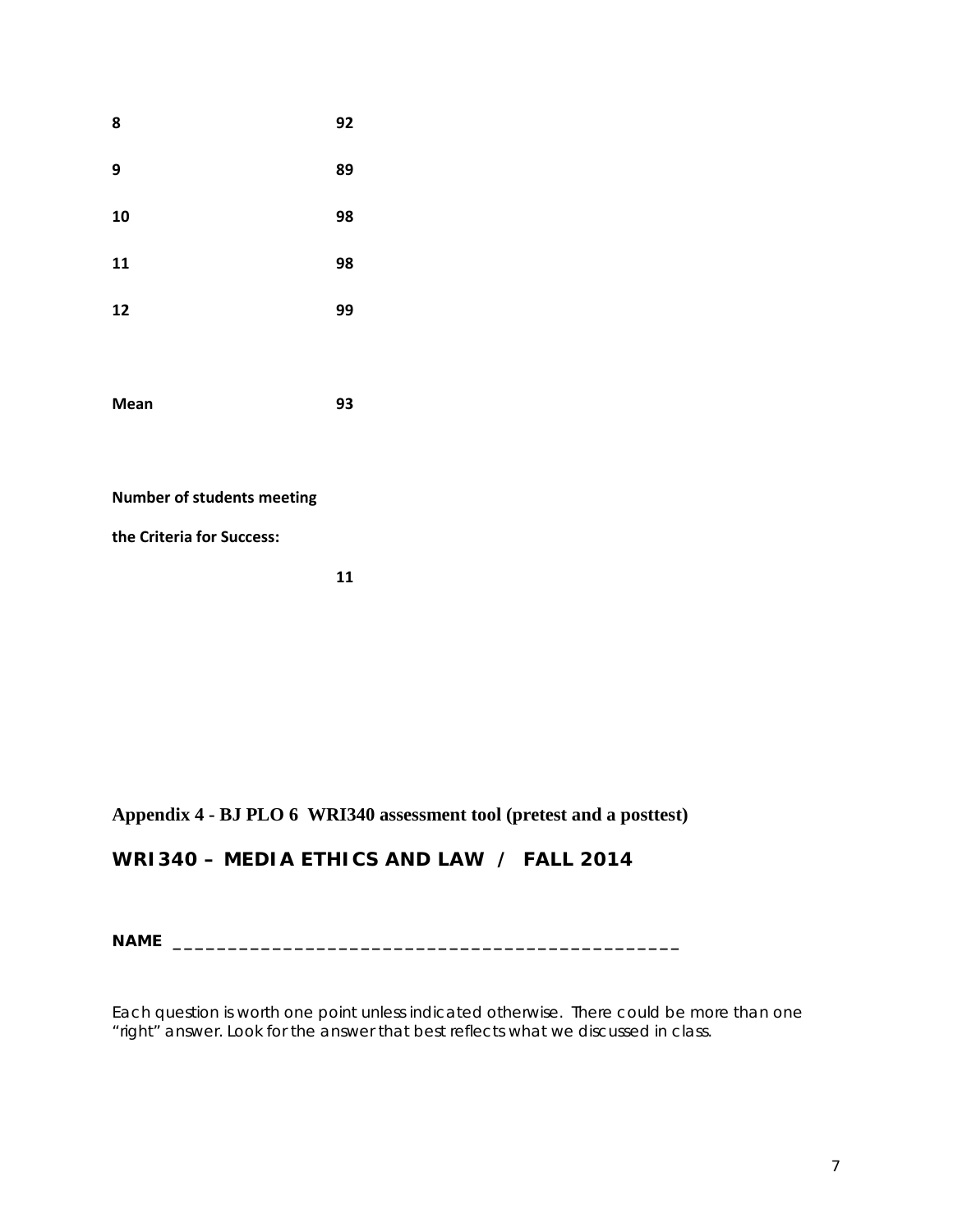| | |
|---|---|
| **8** | **92** |
| **9** | **89** |
| **10** | **98** |
| **11** | **98** |
| **12** | **99** |
| | |
| **Mean** | **93** |

**Number of students meeting**

**the Criteria for Success:**

**11**

## Appendix 4 - BJ PLO 6 WRI340 assessment tool (pretest and a posttest)

## WRI340 – MEDIA ETHICS AND LAW / FALL 2014

**NAME** ________________________________________________

*Each question is worth one point unless indicated otherwise. There could be more than one "right" answer. Look for the answer that best reflects what we discussed in class.*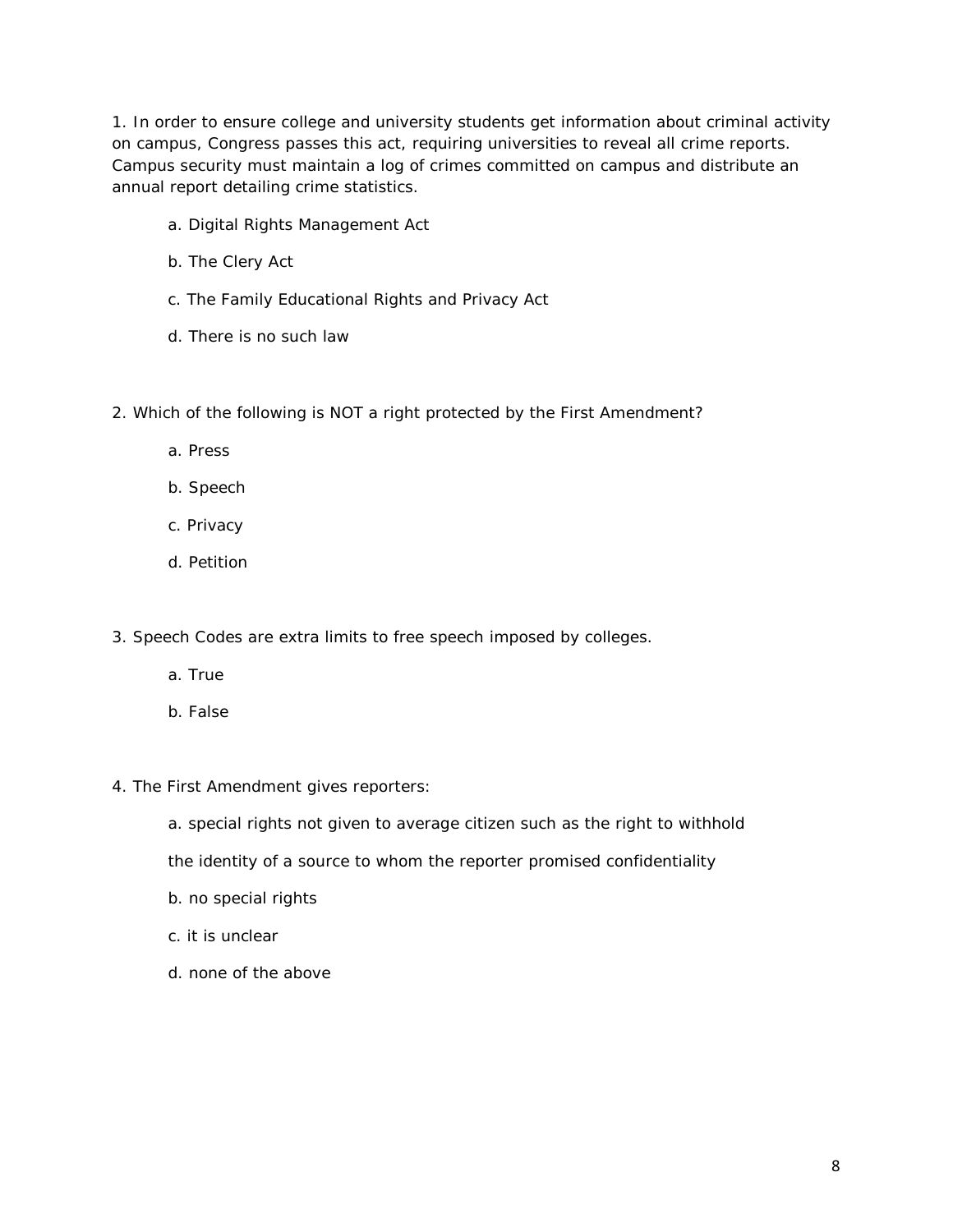1. In order to ensure college and university students get information about criminal activity on campus, Congress passes this act, requiring universities to reveal all crime reports. Campus security must maintain a log of crimes committed on campus and distribute an annual report detailing crime statistics.

   a. Digital Rights Management Act

   b. The Clery Act

   c. The Family Educational Rights and Privacy Act

   d. There is no such law

2. Which of the following is NOT a right protected by the First Amendment?

   a. Press

   b. Speech

   c. Privacy

   d. Petition

3. Speech Codes are extra limits to free speech imposed by colleges.

   a. True

   b. False

4. The First Amendment gives reporters:

   a. special rights not given to average citizen such as the right to withhold the identity of a source to whom the reporter promised confidentiality

   b. no special rights

   c. it is unclear

   d. none of the above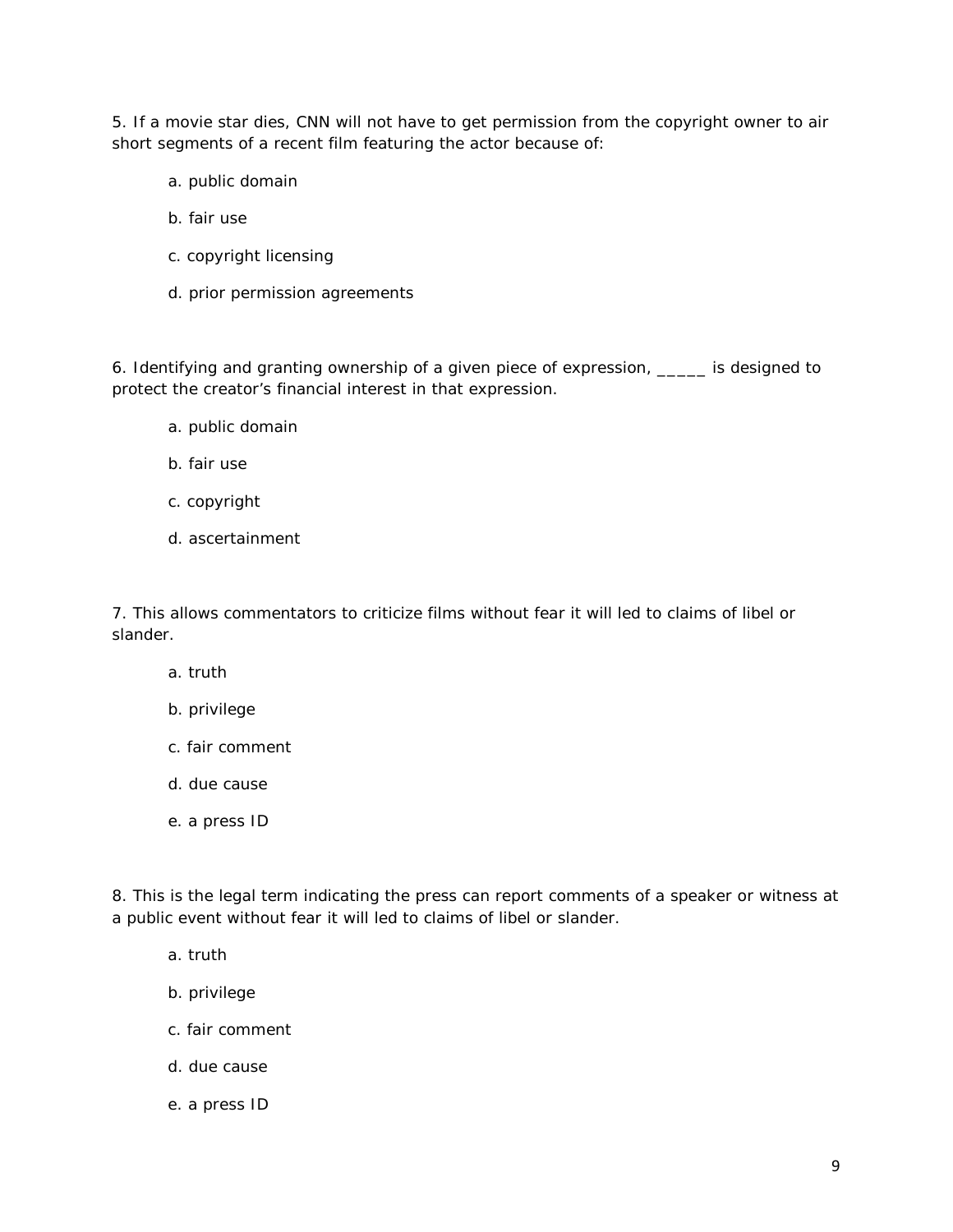5. If a movie star dies, CNN will not have to get permission from the copyright owner to air short segments of a recent film featuring the actor because of:

a. public domain

b. fair use

c. copyright licensing

d. prior permission agreements

6. Identifying and granting ownership of a given piece of expression, _____ is designed to protect the creator's financial interest in that expression.

a. public domain

b. fair use

c. copyright

d. ascertainment

7. This allows commentators to criticize films without fear it will led to claims of libel or slander.

a. truth

b. privilege

c. fair comment

d. due cause

e. a press ID

8. This is the legal term indicating the press can report comments of a speaker or witness at a public event without fear it will led to claims of libel or slander.

a. truth

b. privilege

c. fair comment

d. due cause

e. a press ID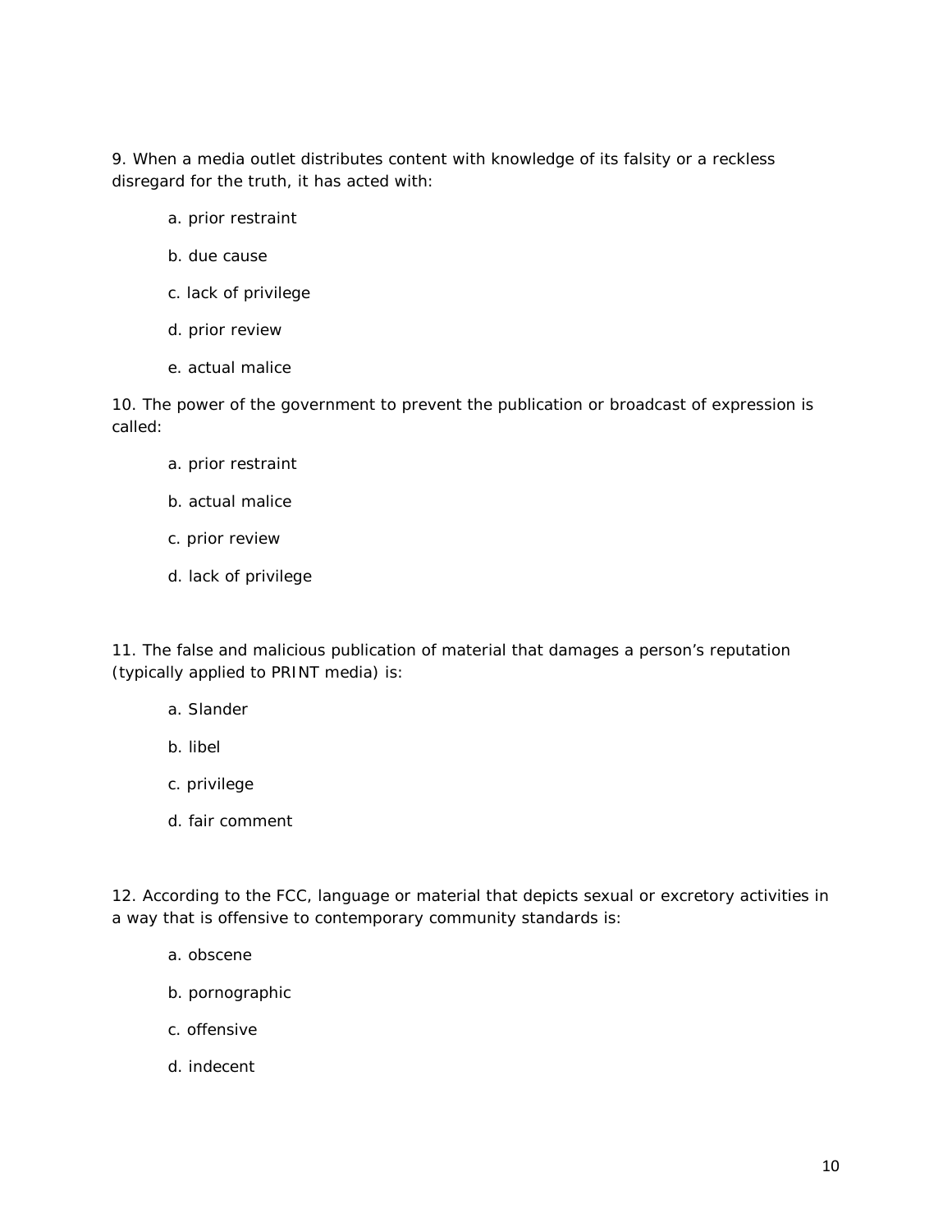9. When a media outlet distributes content with knowledge of its falsity or a reckless disregard for the truth, it has acted with:

   a. prior restraint

   b. due cause

   c. lack of privilege

   d. prior review

   e. actual malice

10. The power of the government to prevent the publication or broadcast of expression is called:

   a. prior restraint

   b. actual malice

   c. prior review

   d. lack of privilege

11. The false and malicious publication of material that damages a person's reputation (typically applied to PRINT media) is:

   a. Slander

   b. libel

   c. privilege

   d. fair comment

12. According to the FCC, language or material that depicts sexual or excretory activities in a way that is offensive to contemporary community standards is:

   a. obscene

   b. pornographic

   c. offensive

   d. indecent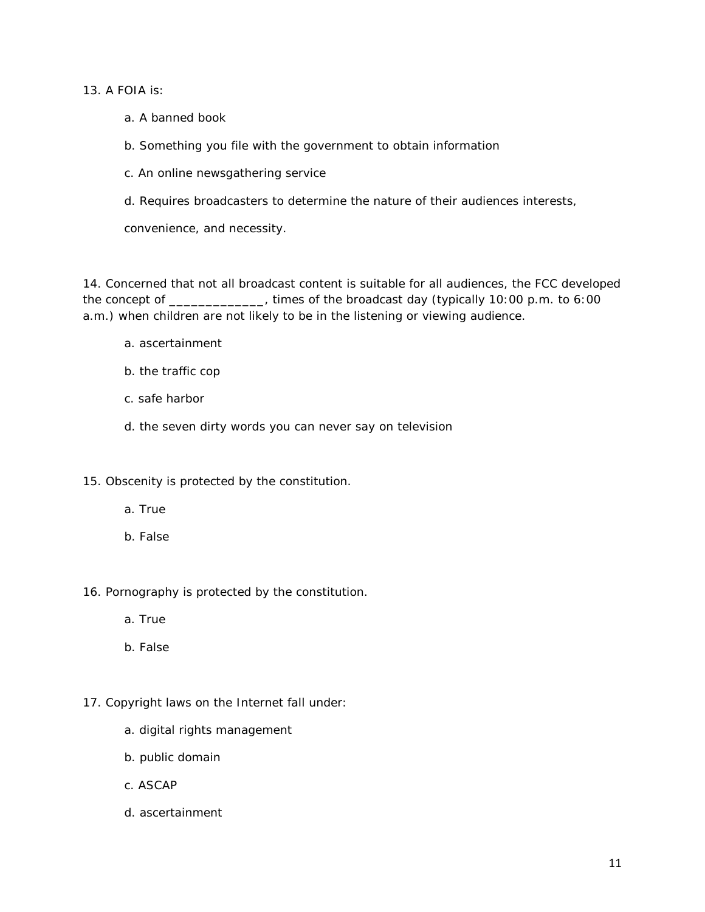13. A FOIA is:

    a. A banned book

    b. Something you file with the government to obtain information

    c. An online newsgathering service

    d. Requires broadcasters to determine the nature of their audiences interests, convenience, and necessity.

14. Concerned that not all broadcast content is suitable for all audiences, the FCC developed the concept of _____________, times of the broadcast day (typically 10:00 p.m. to 6:00 a.m.) when children are not likely to be in the listening or viewing audience.

    a. ascertainment

    b. the traffic cop

    c. safe harbor

    d. the seven dirty words you can never say on television

15. Obscenity is protected by the constitution.

    a. True

    b. False

16. Pornography is protected by the constitution.

    a. True

    b. False

17. Copyright laws on the Internet fall under:

    a. digital rights management

    b. public domain

    c. ASCAP

    d. ascertainment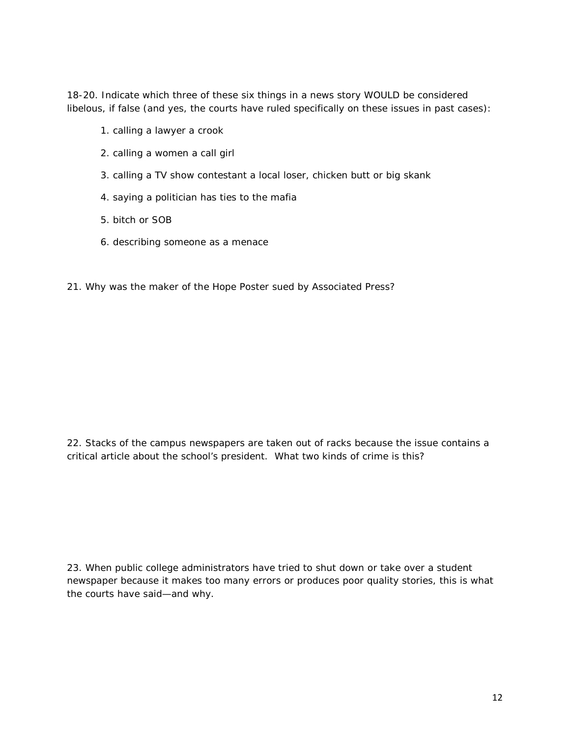18-20. Indicate which three of these six things in a news story WOULD be considered libelous, if false (and yes, the courts have ruled specifically on these issues in past cases):

1. calling a lawyer a crook
2. calling a women a call girl
3. calling a TV show contestant a local loser, chicken butt or big skank
4. saying a politician has ties to the mafia
5. bitch or SOB
6. describing someone as a menace

21. Why was the maker of the Hope Poster sued by Associated Press?

22. Stacks of the campus newspapers are taken out of racks because the issue contains a critical article about the school's president. What two kinds of crime is this?

23. When public college administrators have tried to shut down or take over a student newspaper because it makes too many errors or produces poor quality stories, this is what the courts have said—and why.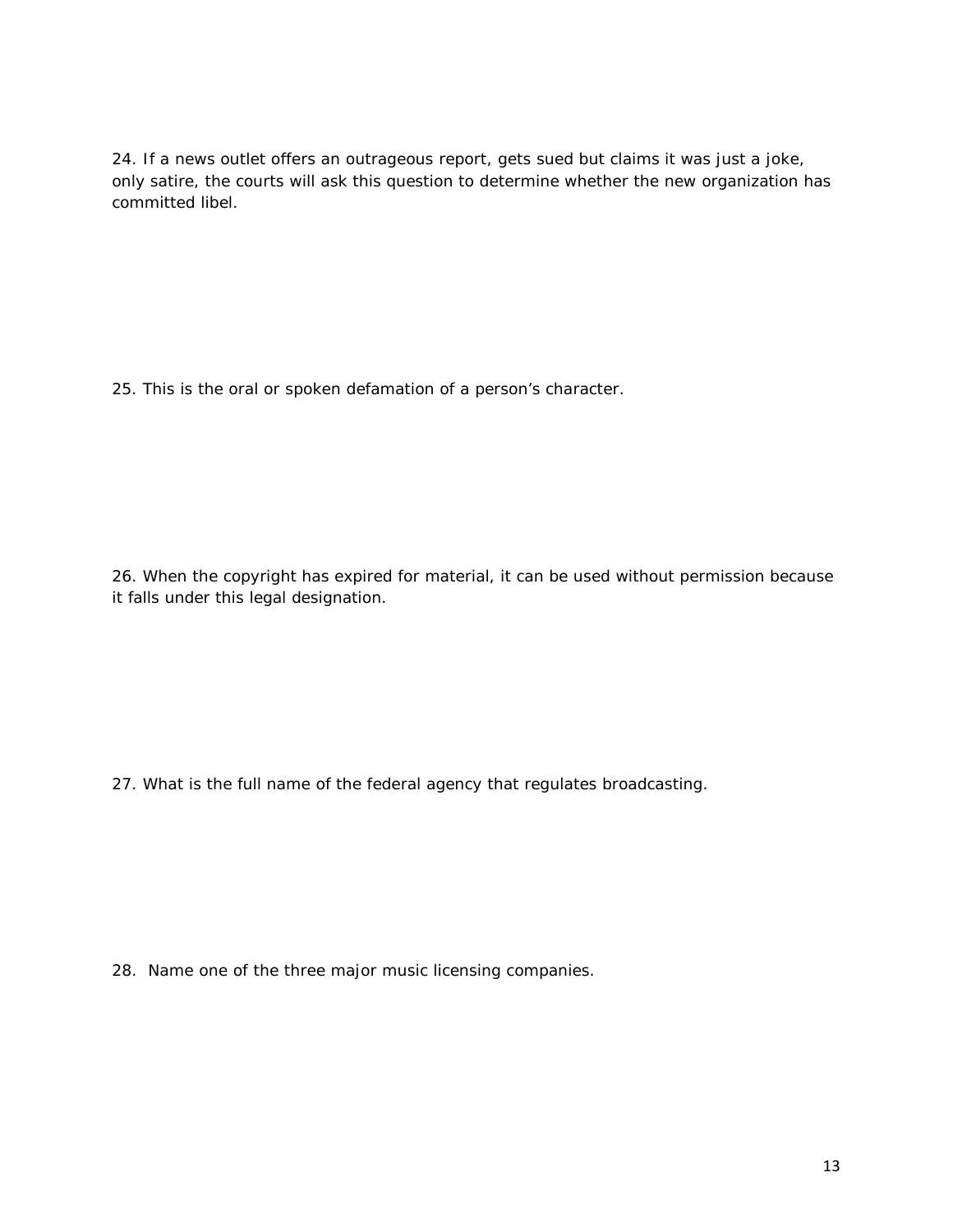24. If a news outlet offers an outrageous report, gets sued but claims it was just a joke, only satire, the courts will ask this question to determine whether the new organization has committed libel.

25. This is the oral or spoken defamation of a person's character.

26. When the copyright has expired for material, it can be used without permission because it falls under this legal designation.

27. What is the full name of the federal agency that regulates broadcasting.

28. Name one of the three major music licensing companies.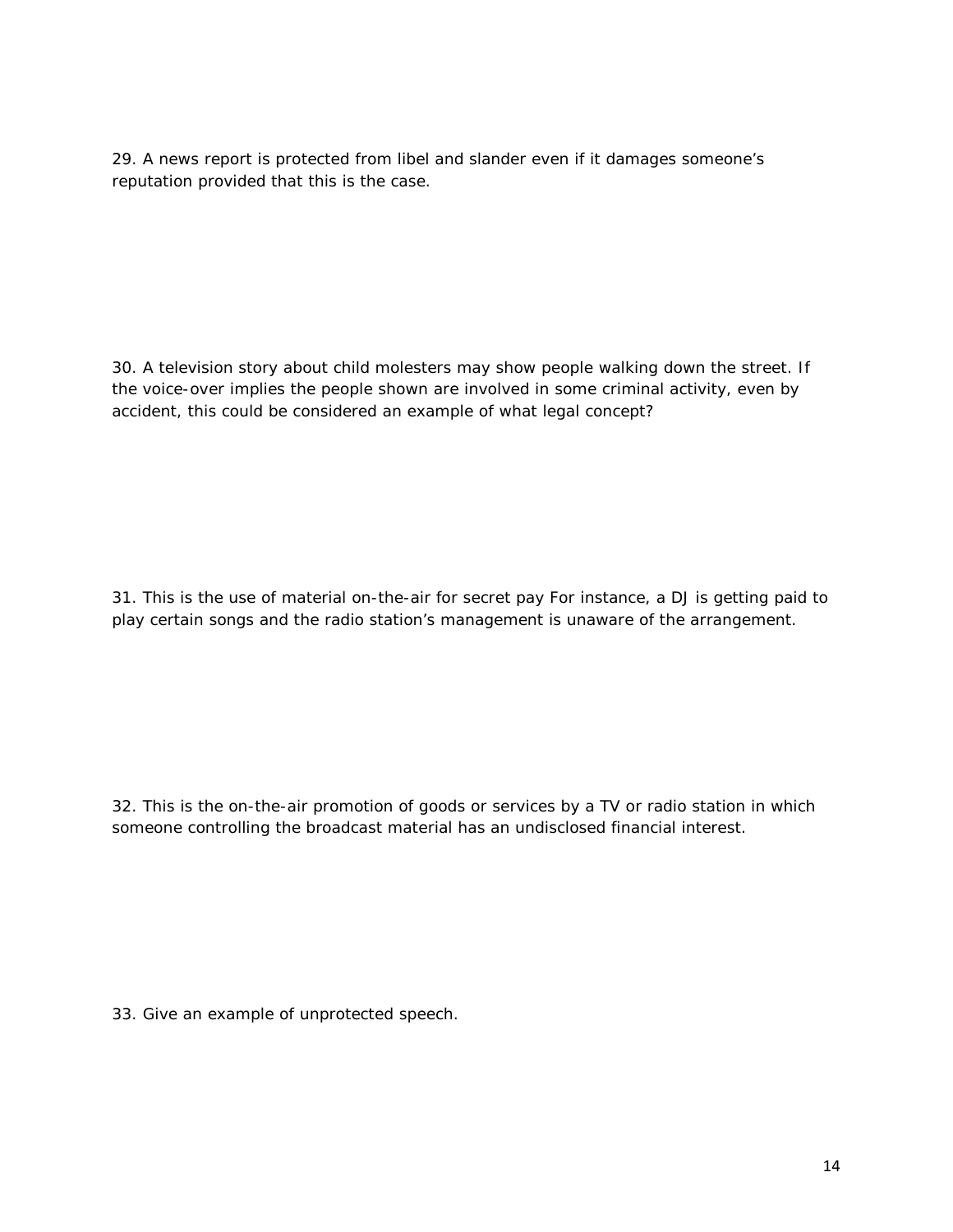29. A news report is protected from libel and slander even if it damages someone's reputation provided that this is the case.

30. A television story about child molesters may show people walking down the street. If the voice-over implies the people shown are involved in some criminal activity, even by accident, this could be considered an example of what legal concept?

31. This is the use of material on-the-air for secret pay For instance, a DJ is getting paid to play certain songs and the radio station's management is unaware of the arrangement.

32. This is the on-the-air promotion of goods or services by a TV or radio station in which someone controlling the broadcast material has an undisclosed financial interest.

33. Give an example of unprotected speech.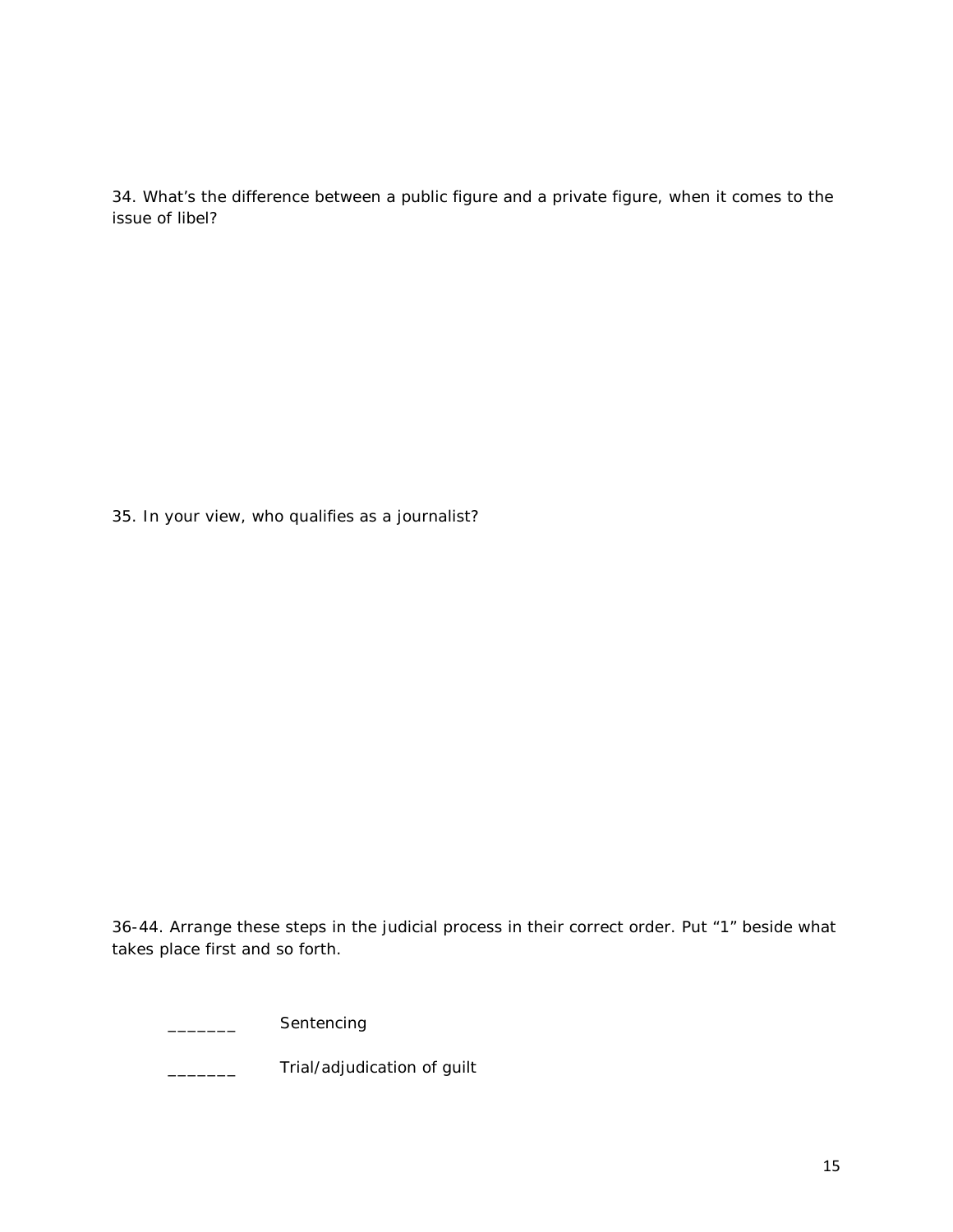34. What's the difference between a public figure and a private figure, when it comes to the issue of libel?

35. In your view, who qualifies as a journalist?

36-44. Arrange these steps in the judicial process in their correct order. Put "1" beside what takes place first and so forth.

_______ Sentencing

_______ Trial/adjudication of guilt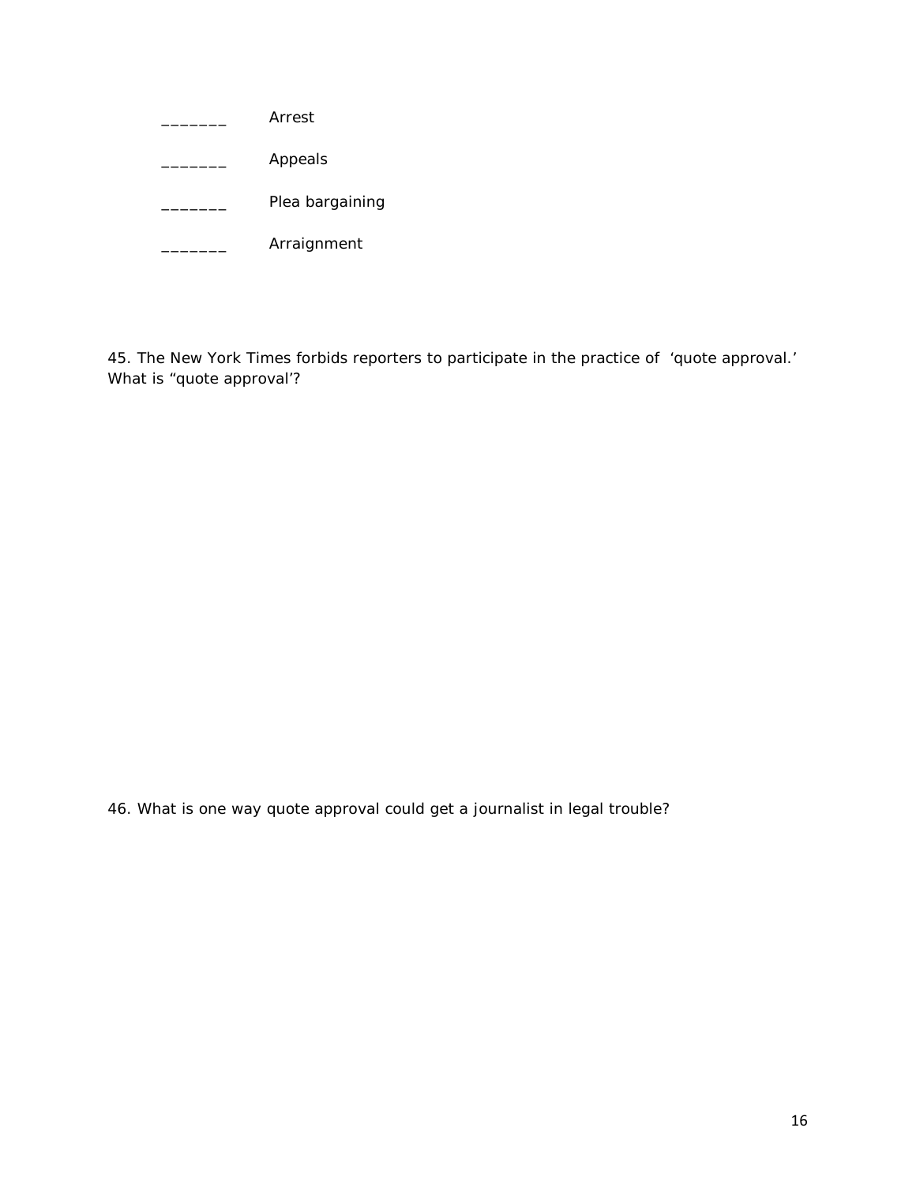_______ Arrest

_______ Appeals

_______ Plea bargaining

_______ Arraignment

45. The New York Times forbids reporters to participate in the practice of 'quote approval.' What is "quote approval'?

46. What is one way quote approval could get a journalist in legal trouble?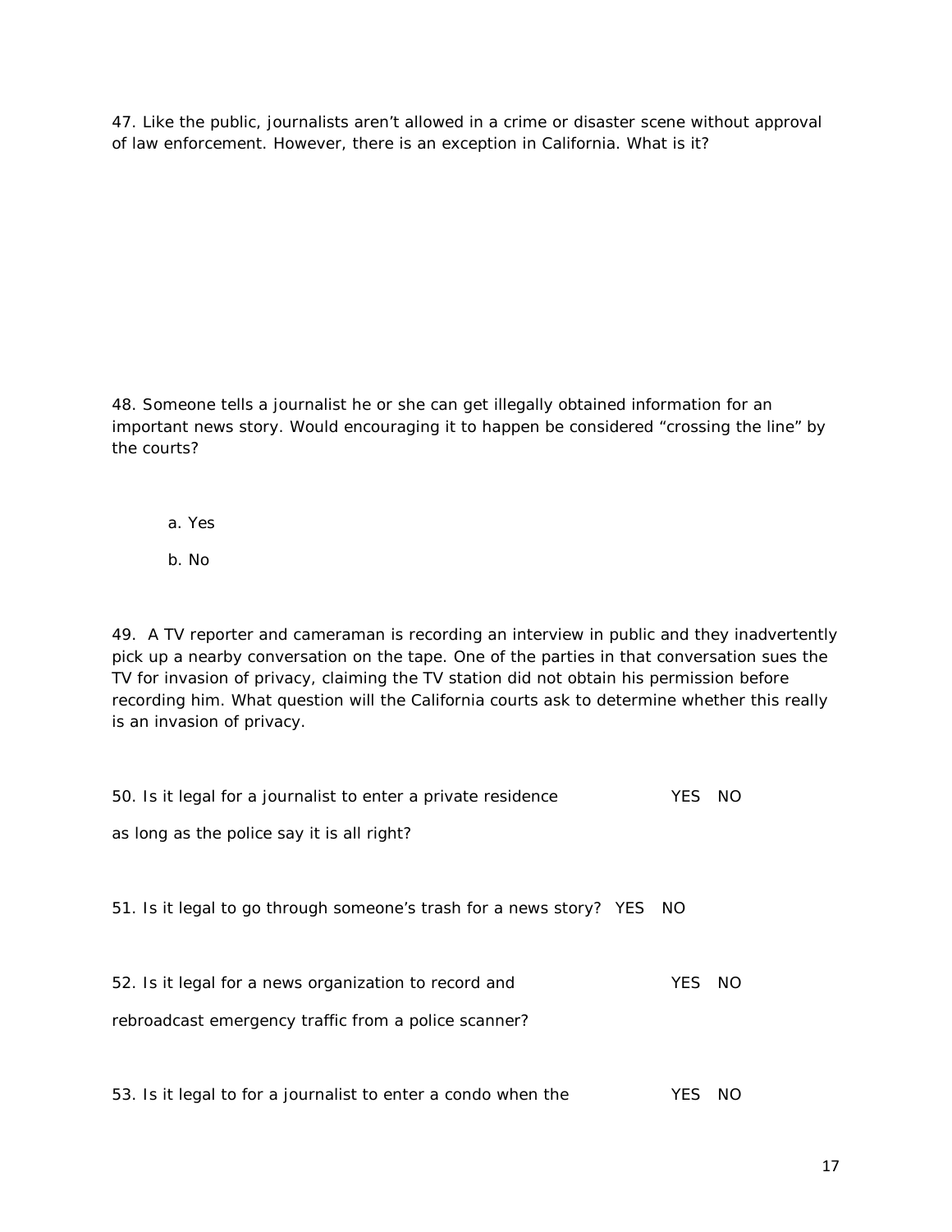47. Like the public, journalists aren't allowed in a crime or disaster scene without approval of law enforcement. However, there is an exception in California. What is it?

48. Someone tells a journalist he or she can get illegally obtained information for an important news story. Would encouraging it to happen be considered "crossing the line" by the courts?

a. Yes

b. No

49. A TV reporter and cameraman is recording an interview in public and they inadvertently pick up a nearby conversation on the tape. One of the parties in that conversation sues the TV for invasion of privacy, claiming the TV station did not obtain his permission before recording him. What question will the California courts ask to determine whether this really is an invasion of privacy.

50. Is it legal for a journalist to enter a private residence as long as the police say it is all right? YES NO

51. Is it legal to go through someone's trash for a news story? YES NO

52. Is it legal for a news organization to record and rebroadcast emergency traffic from a police scanner? YES NO

53. Is it legal to for a journalist to enter a condo when the YES NO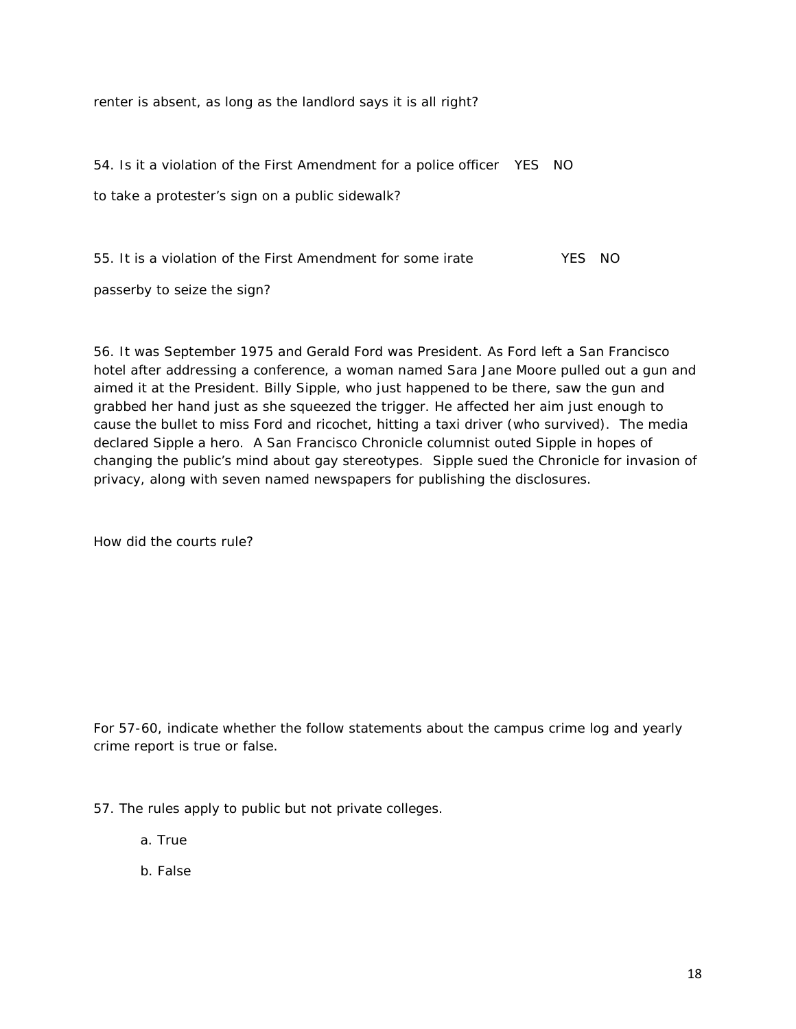renter is absent, as long as the landlord says it is all right?

54. Is it a violation of the First Amendment for a police officer YES NO

to take a protester's sign on a public sidewalk?

55. It is a violation of the First Amendment for some irate YES NO

passerby to seize the sign?

56. It was September 1975 and Gerald Ford was President. As Ford left a San Francisco hotel after addressing a conference, a woman named Sara Jane Moore pulled out a gun and aimed it at the President. Billy Sipple, who just happened to be there, saw the gun and grabbed her hand just as she squeezed the trigger. He affected her aim just enough to cause the bullet to miss Ford and ricochet, hitting a taxi driver (who survived). The media declared Sipple a hero. A San Francisco Chronicle columnist outed Sipple in hopes of changing the public's mind about gay stereotypes. Sipple sued the Chronicle for invasion of privacy, along with seven named newspapers for publishing the disclosures.

How did the courts rule?

For 57-60, indicate whether the follow statements about the campus crime log and yearly crime report is true or false.

57. The rules apply to public but not private colleges.

a. True

b. False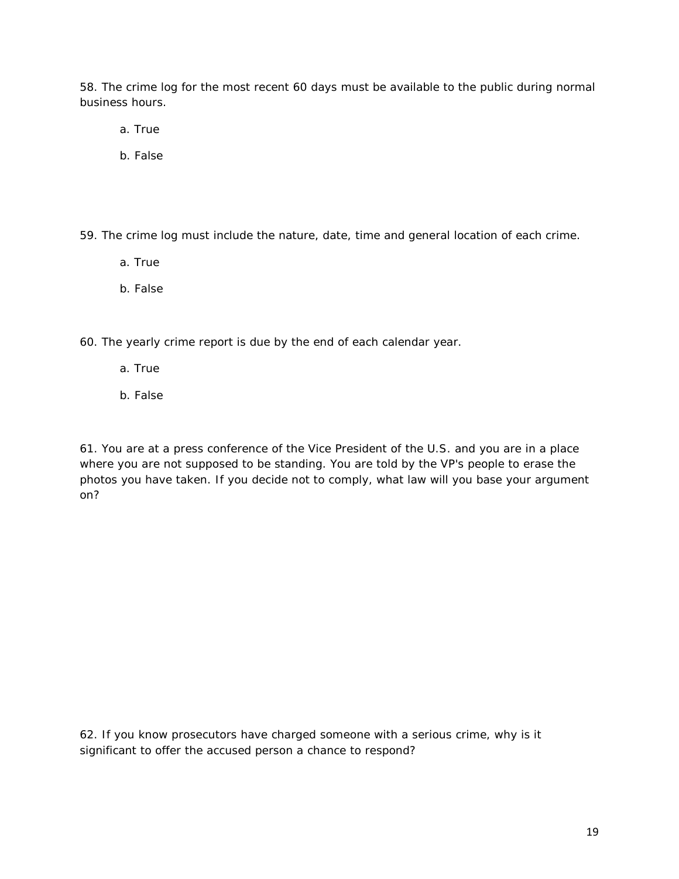58. The crime log for the most recent 60 days must be available to the public during normal business hours.

   a. True

   b. False

59. The crime log must include the nature, date, time and general location of each crime.

   a. True

   b. False

60. The yearly crime report is due by the end of each calendar year.

   a. True

   b. False

61. You are at a press conference of the Vice President of the U.S. and you are in a place where you are not supposed to be standing. You are told by the VP's people to erase the photos you have taken. If you decide not to comply, what law will you base your argument on?

62. If you know prosecutors have charged someone with a serious crime, why is it significant to offer the accused person a chance to respond?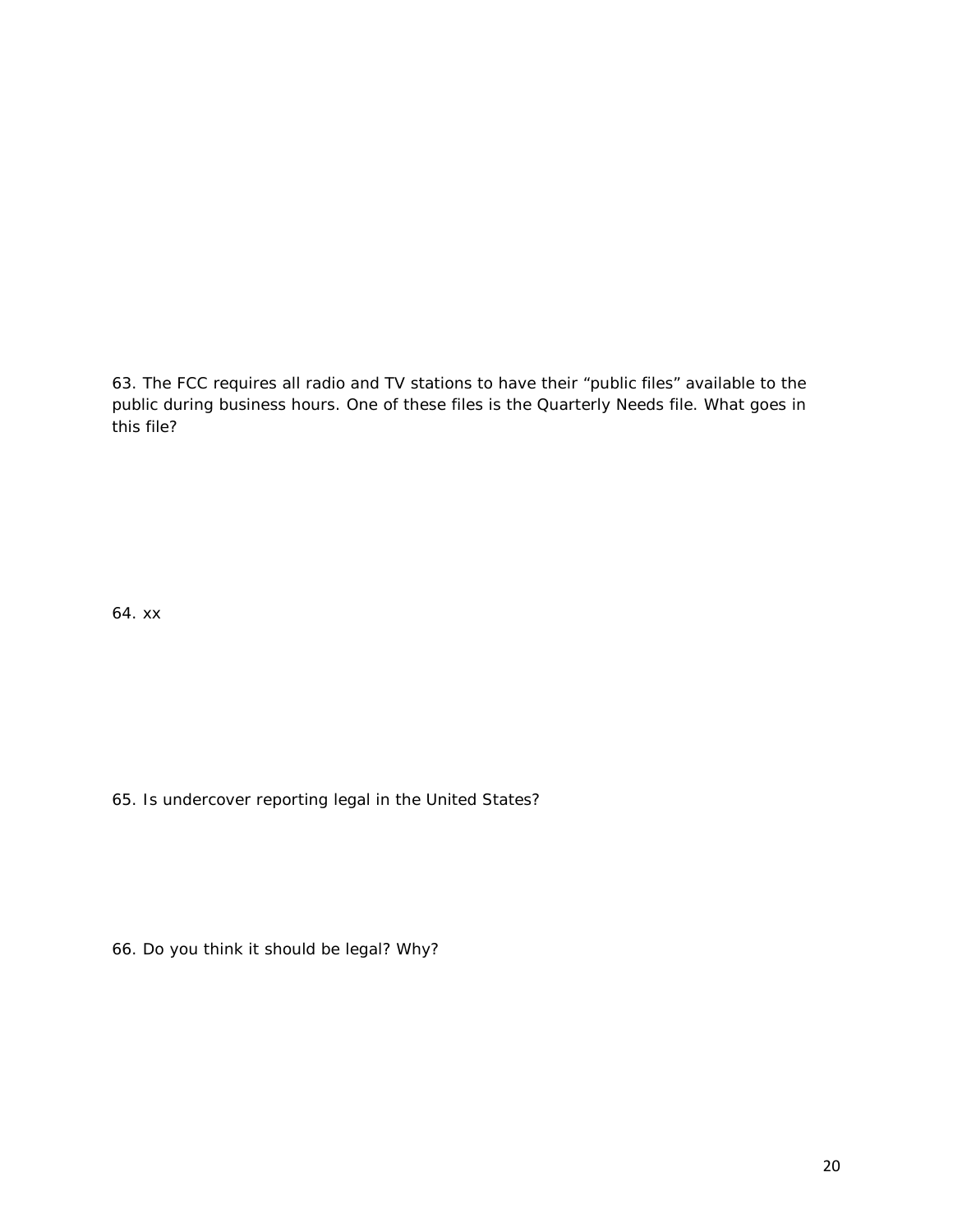63. The FCC requires all radio and TV stations to have their "public files" available to the public during business hours. One of these files is the Quarterly Needs file. What goes in this file?

64. xx

65. Is undercover reporting legal in the United States?

66. Do you think it should be legal? Why?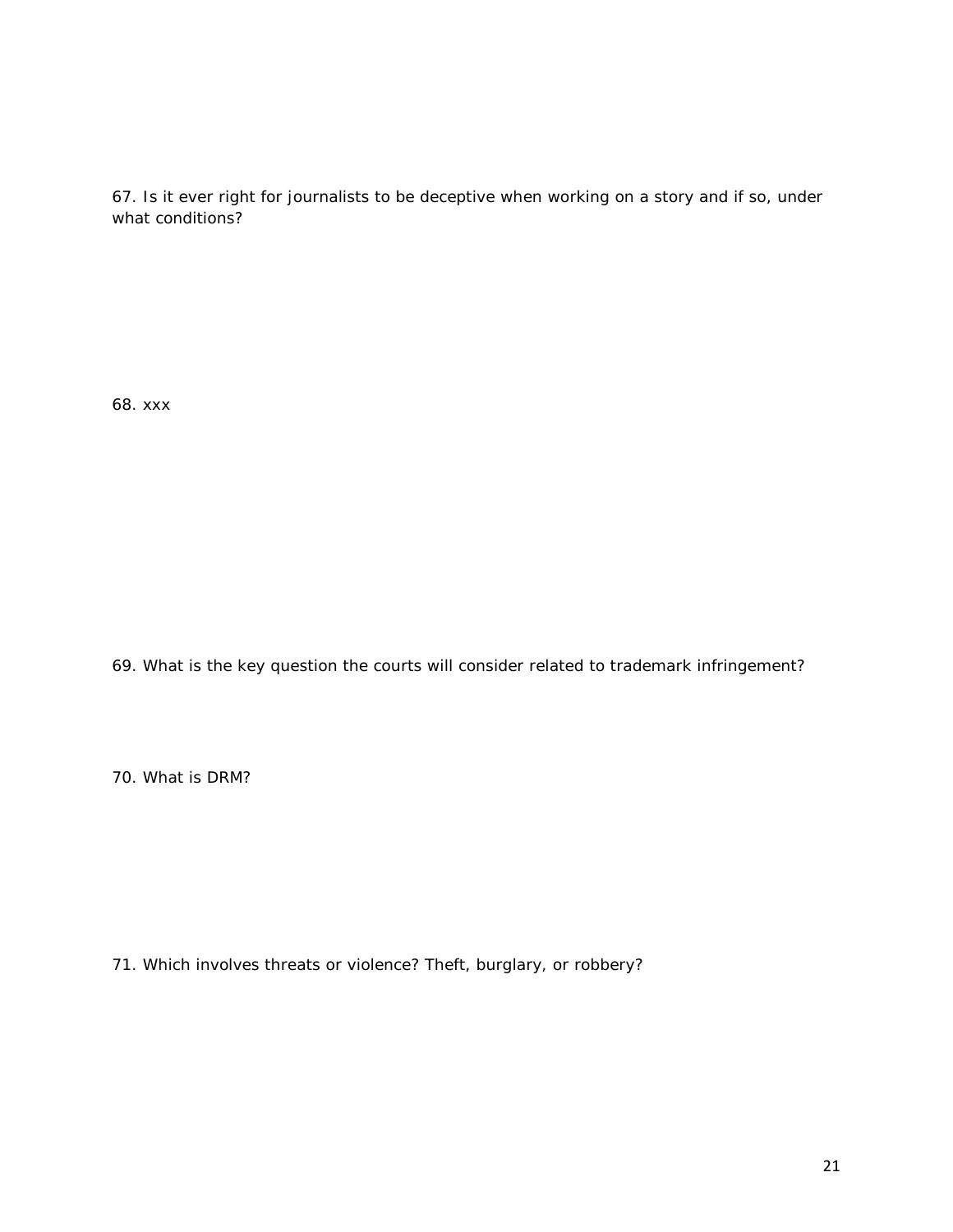67. Is it ever right for journalists to be deceptive when working on a story and if so, under what conditions?

68. xxx

69. What is the key question the courts will consider related to trademark infringement?

70. What is DRM?

71. Which involves threats or violence? Theft, burglary, or robbery?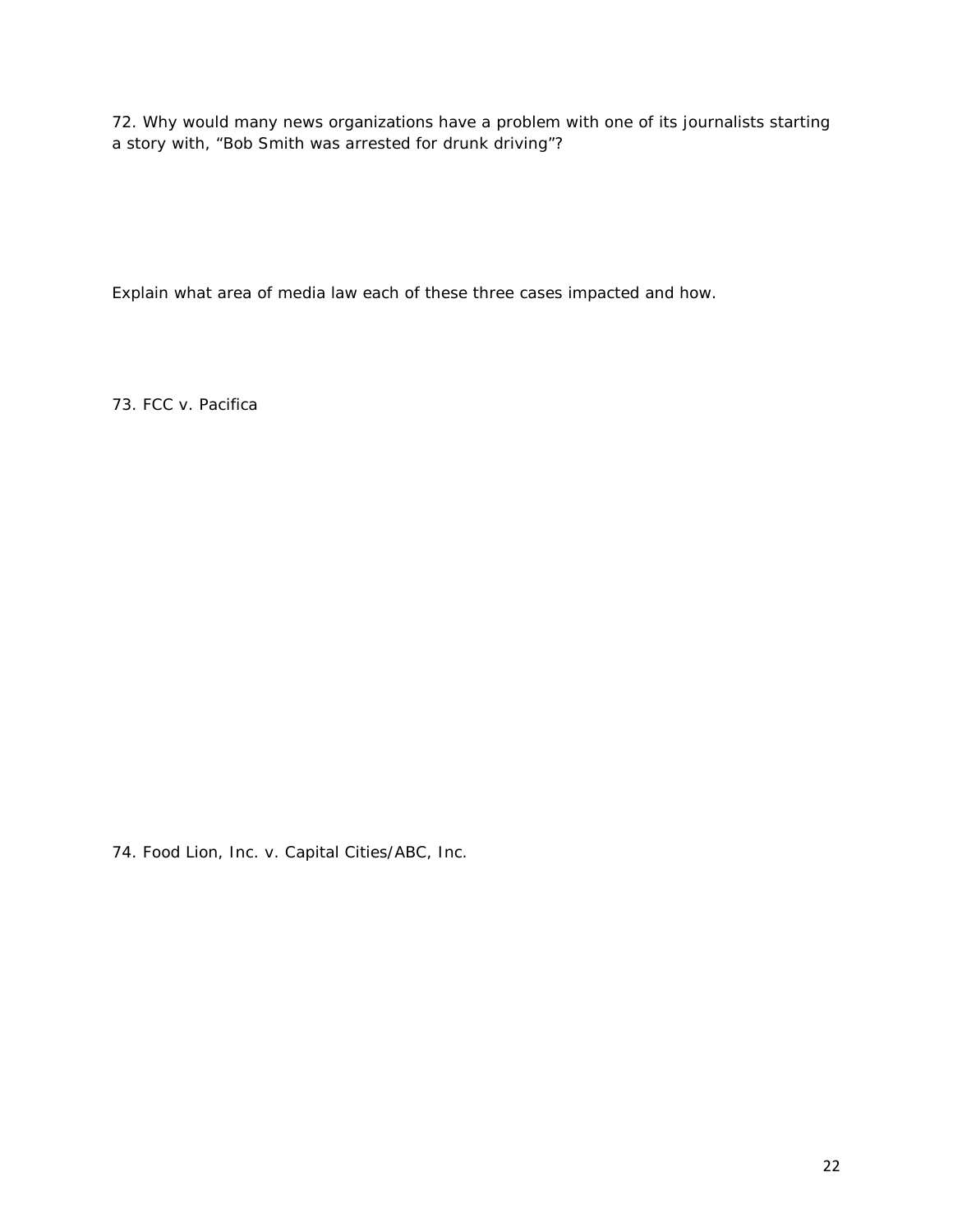72. Why would many news organizations have a problem with one of its journalists starting a story with, “Bob Smith was arrested for drunk driving”?

Explain what area of media law each of these three cases impacted and how.

73. FCC v. Pacifica

74. Food Lion, Inc. v. Capital Cities/ABC, Inc.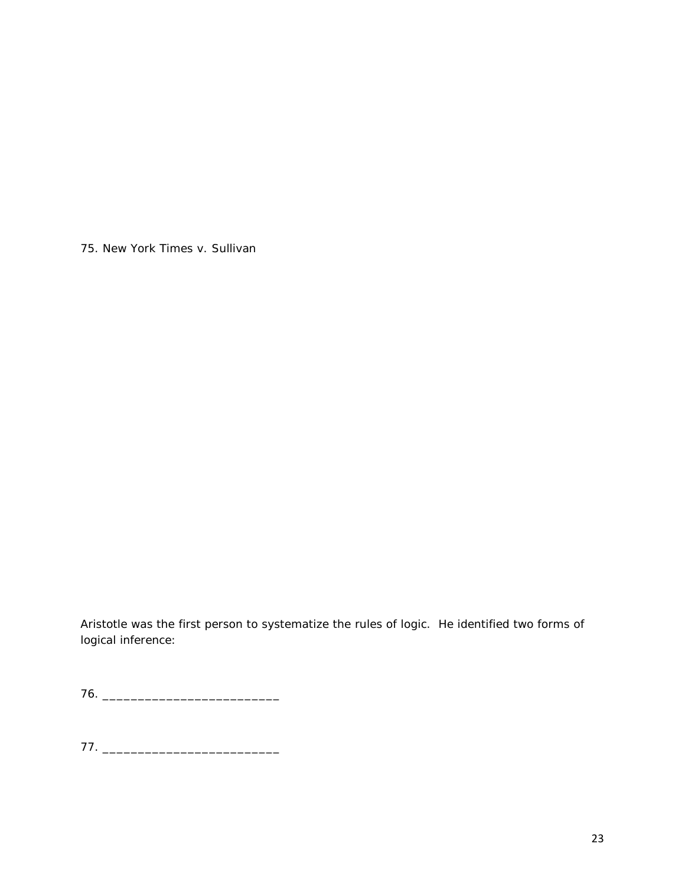75. New York Times v. Sullivan

Aristotle was the first person to systematize the rules of logic. He identified two forms of logical inference:

76. _________________________

77. _________________________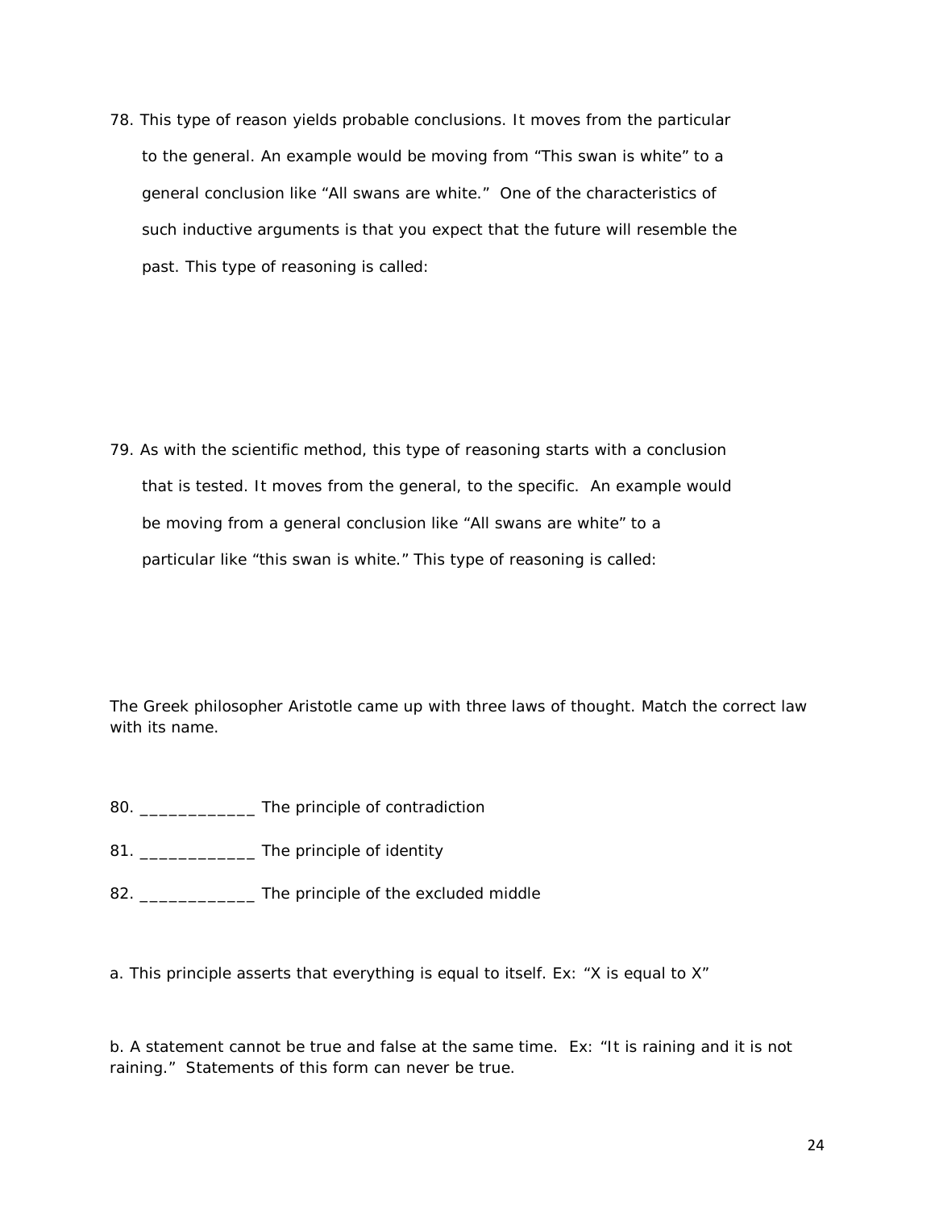78. This type of reason yields probable conclusions. It moves from the particular to the general. An example would be moving from "This swan is white" to a general conclusion like "All swans are white." One of the characteristics of such inductive arguments is that you expect that the future will resemble the past. This type of reasoning is called:

79. As with the scientific method, this type of reasoning starts with a conclusion that is tested. It moves from the general, to the specific. An example would be moving from a general conclusion like "All swans are white" to a particular like "this swan is white." This type of reasoning is called:

The Greek philosopher Aristotle came up with three laws of thought. Match the correct law with its name.

80. ____________ The principle of contradiction

81. ____________ The principle of identity

82. ____________ The principle of the excluded middle

a. This principle asserts that everything is equal to itself. Ex: "X is equal to X"

b. A statement cannot be true and false at the same time. Ex: "It is raining and it is not raining." Statements of this form can never be true.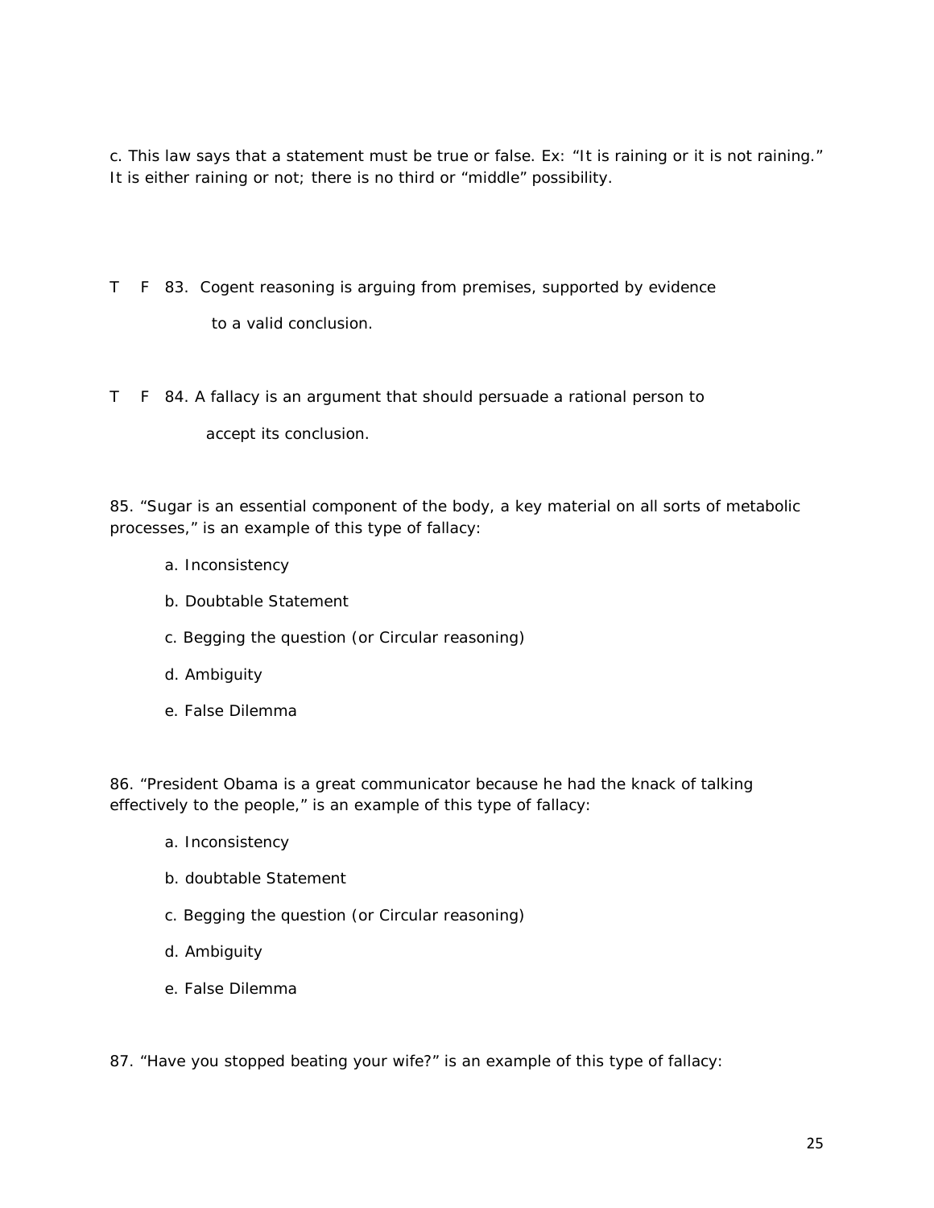c. This law says that a statement must be true or false. Ex: “It is raining or it is not raining.” It is either raining or not; there is no third or “middle” possibility.

T F 83. Cogent reasoning is arguing from premises, supported by evidence to a valid conclusion.

T F 84. A fallacy is an argument that should persuade a rational person to accept its conclusion.

85. “Sugar is an essential component of the body, a key material on all sorts of metabolic processes,” is an example of this type of fallacy:

a. Inconsistency

b. Doubtable Statement

c. Begging the question (or Circular reasoning)

d. Ambiguity

e. False Dilemma

86. “President Obama is a great communicator because he had the knack of talking effectively to the people,” is an example of this type of fallacy:

a. Inconsistency

b. doubtable Statement

c. Begging the question (or Circular reasoning)

d. Ambiguity

e. False Dilemma

87. “Have you stopped beating your wife?” is an example of this type of fallacy: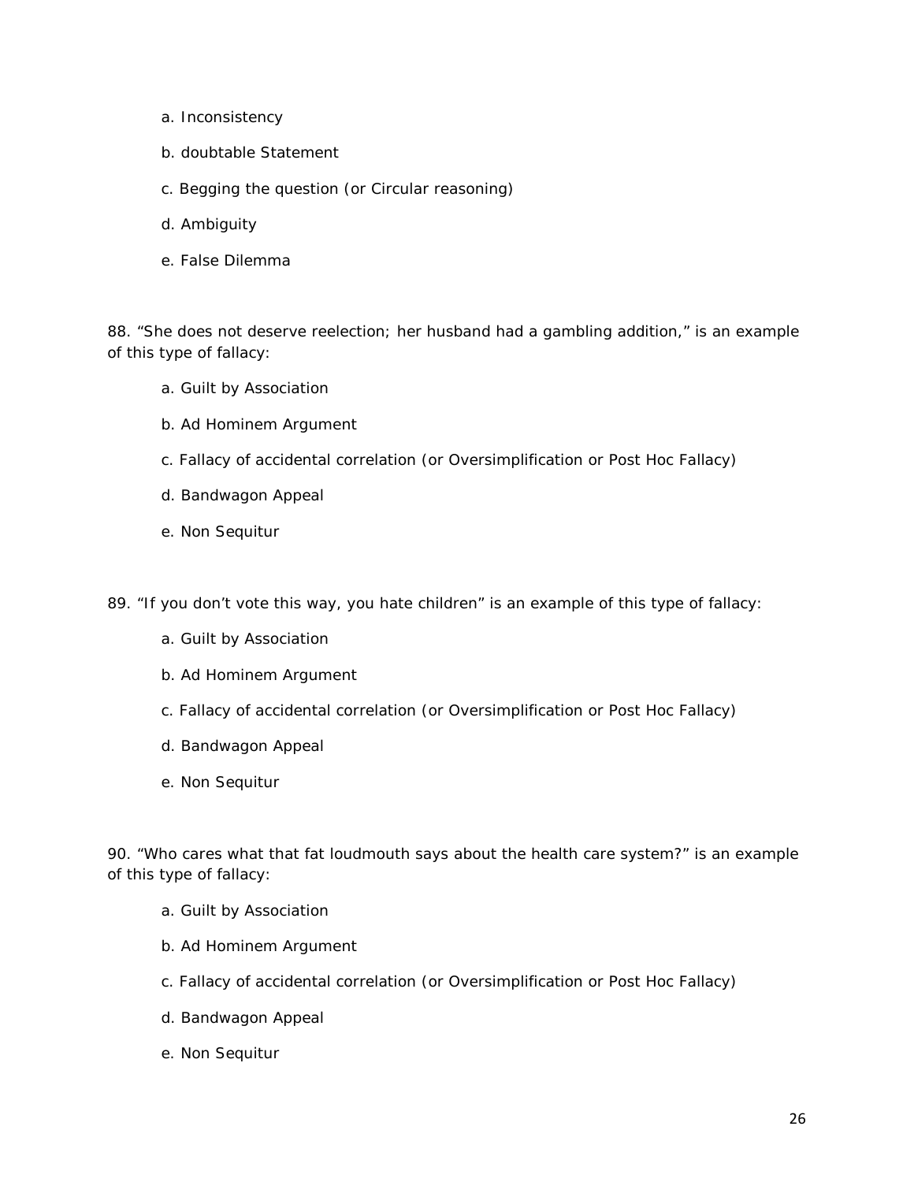a. Inconsistency

b. doubtable Statement

c. Begging the question (or Circular reasoning)

d. Ambiguity

e. False Dilemma

88. “She does not deserve reelection; her husband had a gambling addition,” is an example of this type of fallacy:

a. Guilt by Association

b. Ad Hominem Argument

c. Fallacy of accidental correlation (or Oversimplification or Post Hoc Fallacy)

d. Bandwagon Appeal

e. Non Sequitur

89. “If you don’t vote this way, you hate children” is an example of this type of fallacy:

a. Guilt by Association

b. Ad Hominem Argument

c. Fallacy of accidental correlation (or Oversimplification or Post Hoc Fallacy)

d. Bandwagon Appeal

e. Non Sequitur

90. “Who cares what that fat loudmouth says about the health care system?” is an example of this type of fallacy:

a. Guilt by Association

b. Ad Hominem Argument

c. Fallacy of accidental correlation (or Oversimplification or Post Hoc Fallacy)

d. Bandwagon Appeal

e. Non Sequitur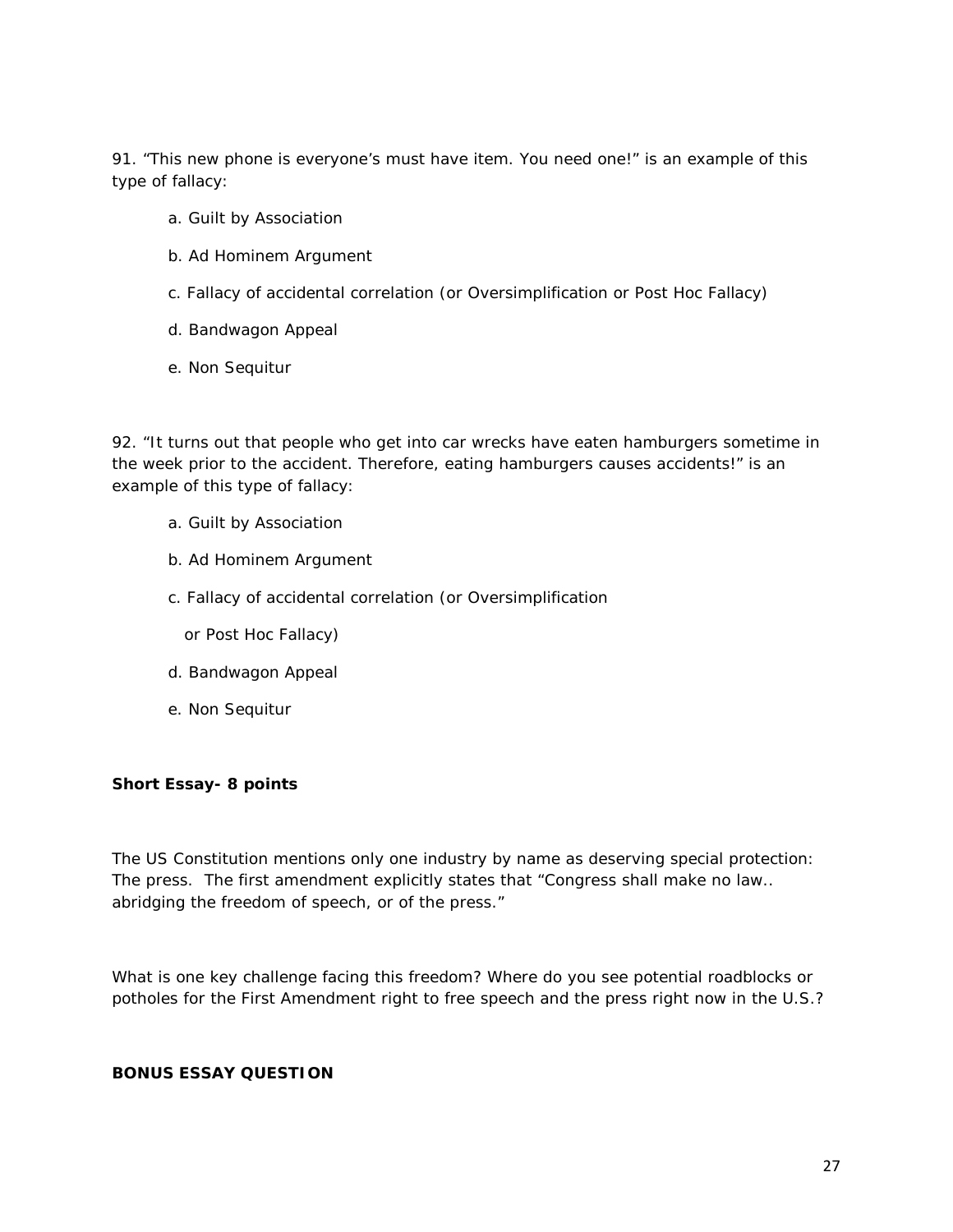91. “This new phone is everyone’s must have item. You need one!” is an example of this type of fallacy:

a. Guilt by Association

b. Ad Hominem Argument

c. Fallacy of accidental correlation (or Oversimplification or Post Hoc Fallacy)

d. Bandwagon Appeal

e. Non Sequitur

92. “It turns out that people who get into car wrecks have eaten hamburgers sometime in the week prior to the accident. Therefore, eating hamburgers causes accidents!” is an example of this type of fallacy:

a. Guilt by Association

b. Ad Hominem Argument

c. Fallacy of accidental correlation (or Oversimplification or Post Hoc Fallacy)

d. Bandwagon Appeal

e. Non Sequitur

**Short Essay- 8 points**

The US Constitution mentions only one industry by name as deserving special protection: The press. The first amendment explicitly states that “Congress shall make no law.. abridging the freedom of speech, or of the press.”

What is one key challenge facing this freedom? Where do you see potential roadblocks or potholes for the First Amendment right to free speech and the press right now in the U.S.?

**BONUS ESSAY QUESTION**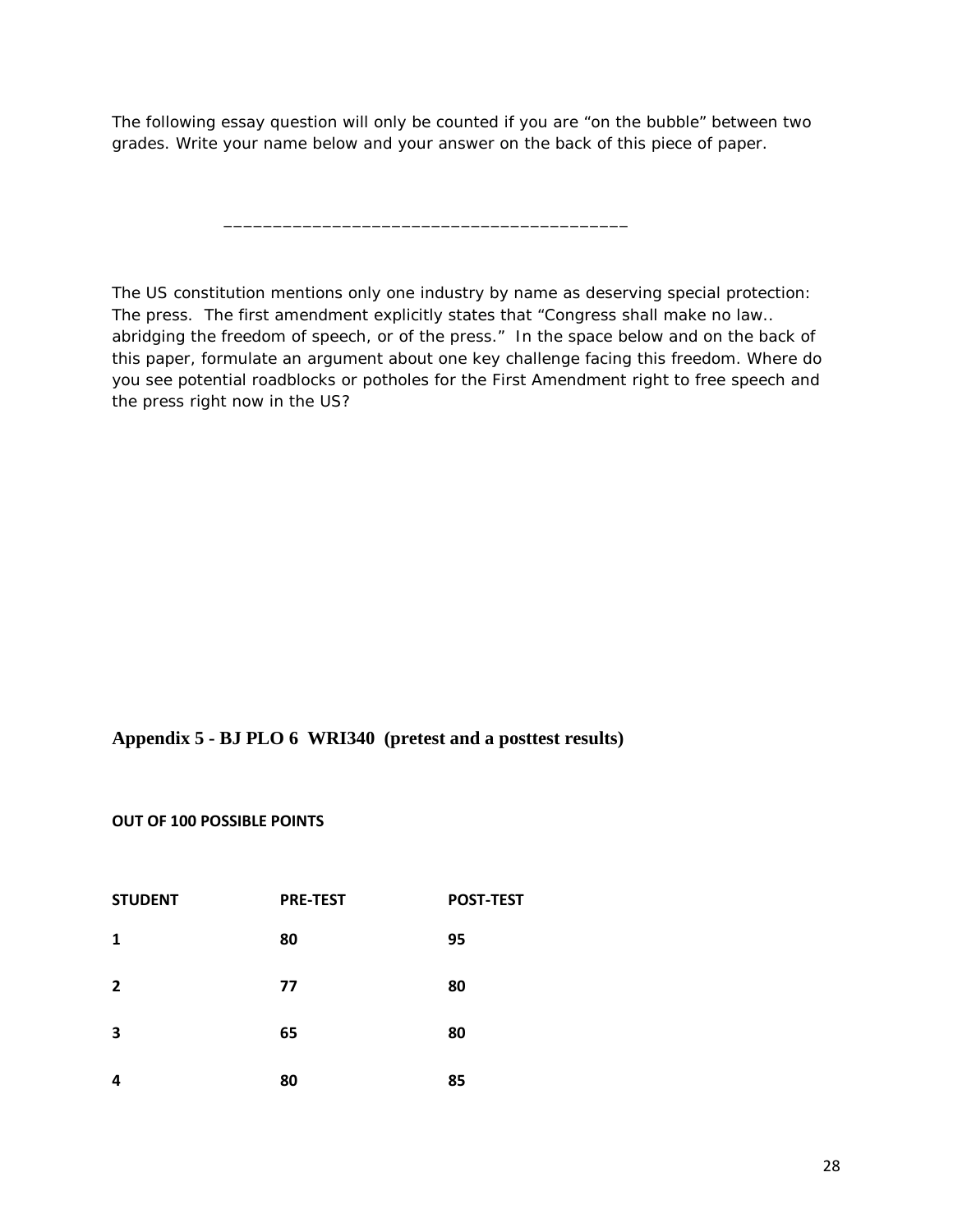The following essay question will only be counted if you are “on the bubble” between two grades. Write your name below and your answer on the back of this piece of paper.

\_\_\_\_\_\_\_\_\_\_\_\_\_\_\_\_\_\_\_\_\_\_\_\_\_\_\_\_\_\_\_\_\_\_\_\_\_\_\_\_\_\_

The US constitution mentions only one industry by name as deserving special protection: The press. The first amendment explicitly states that “Congress shall make no law.. abridging the freedom of speech, or of the press.” In the space below and on the back of this paper, formulate an argument about one key challenge facing this freedom. Where do you see potential roadblocks or potholes for the First Amendment right to free speech and the press right now in the US?

## Appendix 5 - BJ PLO 6 WRI340 (pretest and a posttest results)

**OUT OF 100 POSSIBLE POINTS**

| STUDENT | PRE-TEST | POST-TEST |
|---|---|---|
| 1 | 80 | 95 |
| 2 | 77 | 80 |
| 3 | 65 | 80 |
| 4 | 80 | 85 |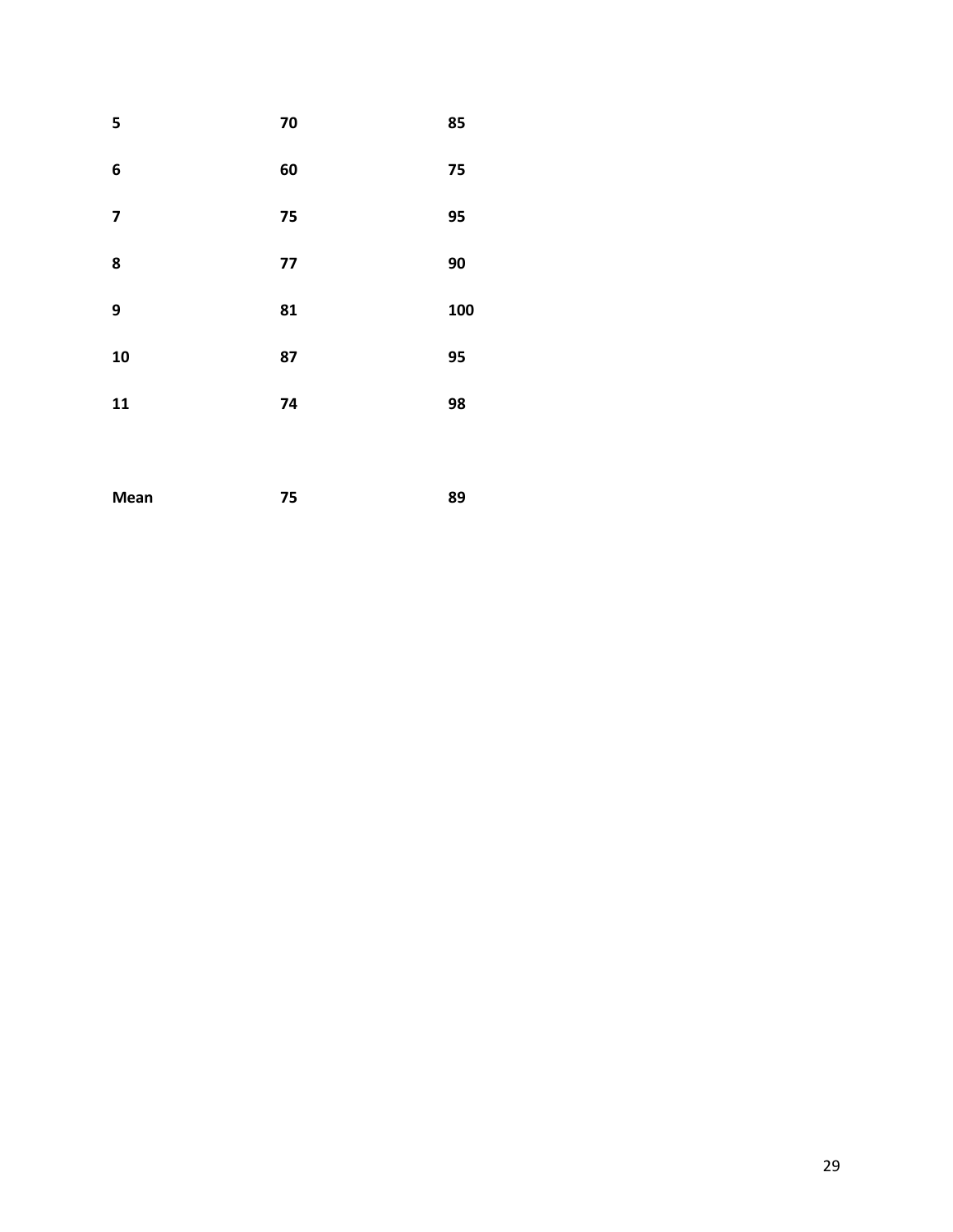| | | |
|---|---|---|
| **5** | **70** | **85** |
| **6** | **60** | **75** |
| **7** | **75** | **95** |
| **8** | **77** | **90** |
| **9** | **81** | **100** |
| **10** | **87** | **95** |
| **11** | **74** | **98** |
| | | |
| **Mean** | **75** | **89** |